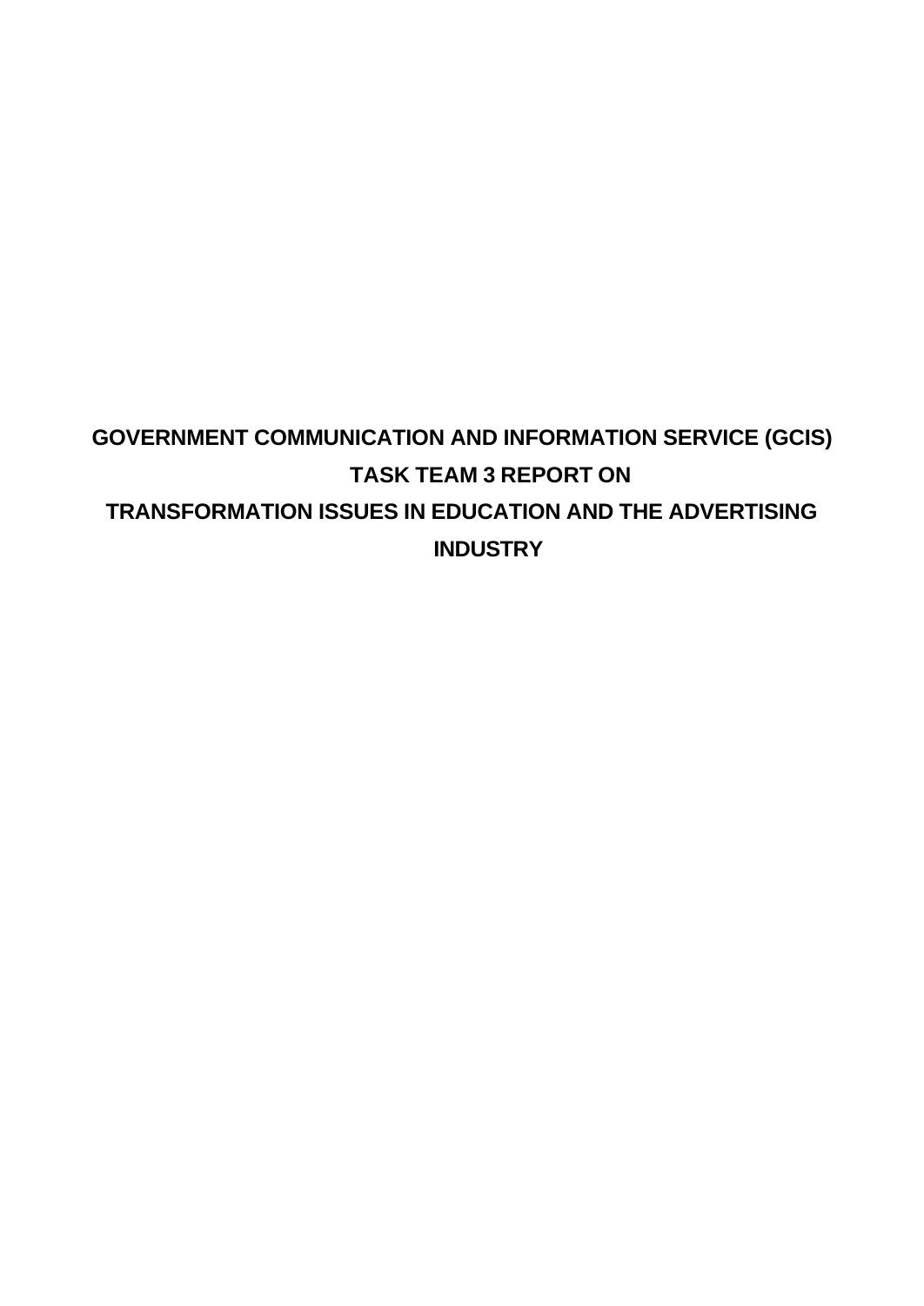# GOVERNMENT COMMUNICATION AND INFORMATION SERVICE (GCIS)
# TASK TEAM 3 REPORT ON
# TRANSFORMATION ISSUES IN EDUCATION AND THE ADVERTISING INDUSTRY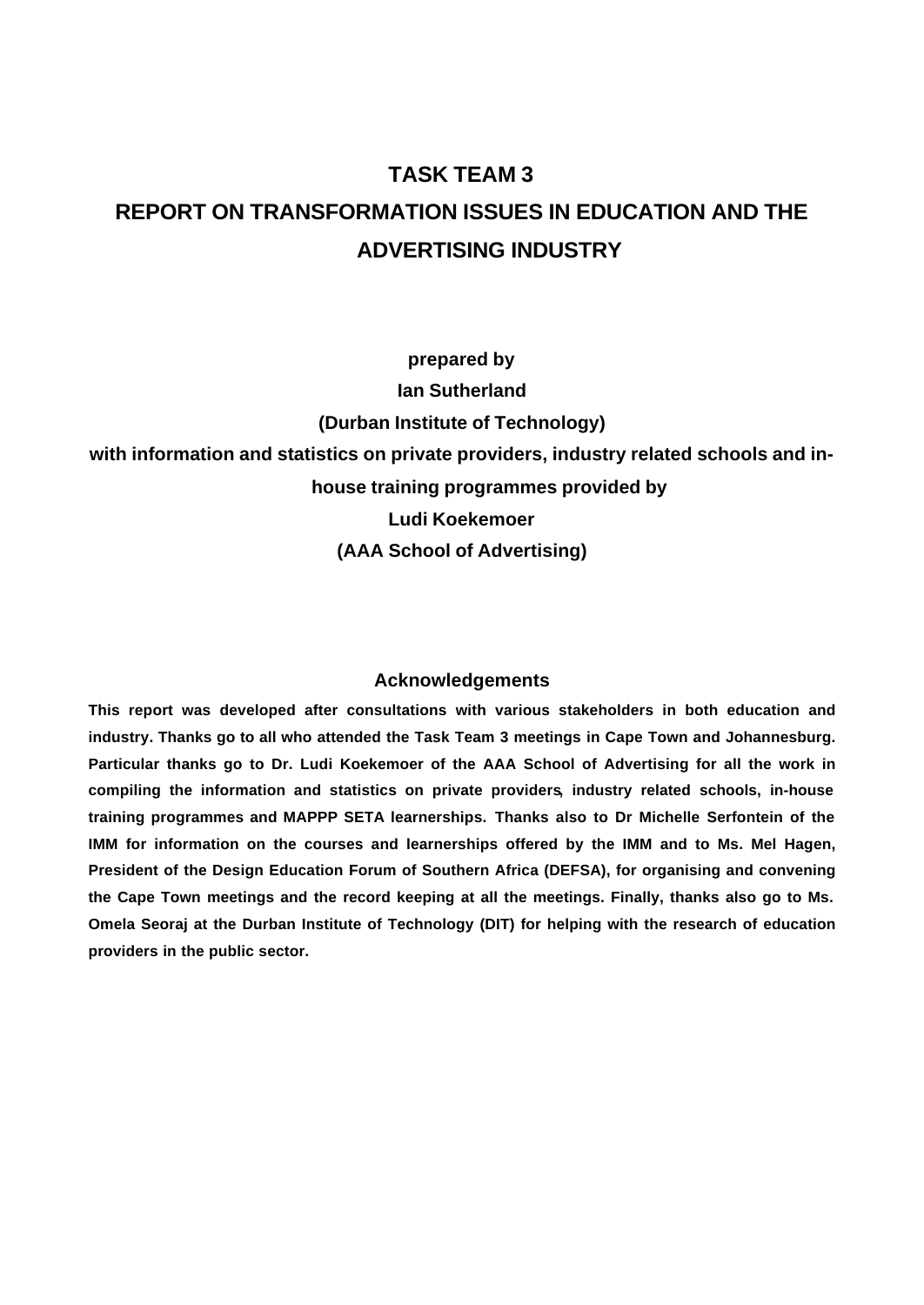# TASK TEAM 3

# REPORT ON TRANSFORMATION ISSUES IN EDUCATION AND THE ADVERTISING INDUSTRY

**prepared by**

**Ian Sutherland**

**(Durban Institute of Technology)**

**with information and statistics on private providers, industry related schools and in-house training programmes provided by**

**Ludi Koekemoer**

**(AAA School of Advertising)**

## Acknowledgements

**This report was developed after consultations with various stakeholders in both education and industry. Thanks go to all who attended the Task Team 3 meetings in Cape Town and Johannesburg. Particular thanks go to Dr. Ludi Koekemoer of the AAA School of Advertising for all the work in compiling the information and statistics on private providers, industry related schools, in-house training programmes and MAPPP SETA learnerships. Thanks also to Dr Michelle Serfontein of the IMM for information on the courses and learnerships offered by the IMM and to Ms. Mel Hagen, President of the Design Education Forum of Southern Africa (DEFSA), for organising and convening the Cape Town meetings and the record keeping at all the meetings. Finally, thanks also go to Ms. Omela Seoraj at the Durban Institute of Technology (DIT) for helping with the research of education providers in the public sector.**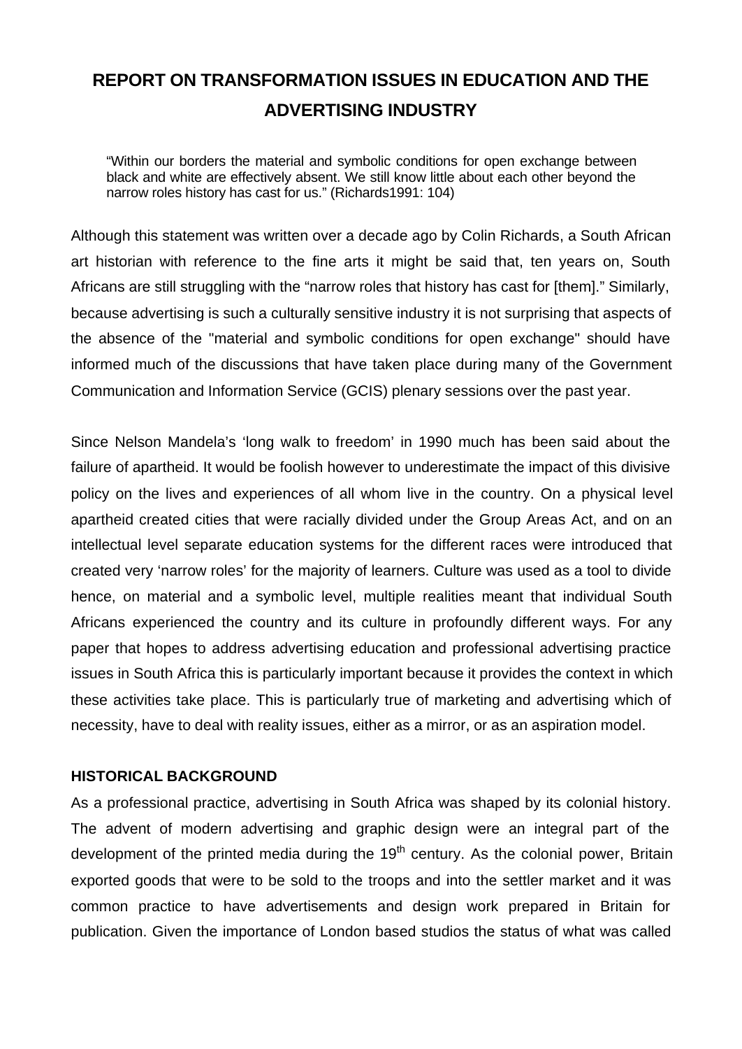# REPORT ON TRANSFORMATION ISSUES IN EDUCATION AND THE ADVERTISING INDUSTRY

> "Within our borders the material and symbolic conditions for open exchange between black and white are effectively absent. We still know little about each other beyond the narrow roles history has cast for us." (Richards1991: 104)

Although this statement was written over a decade ago by Colin Richards, a South African art historian with reference to the fine arts it might be said that, ten years on, South Africans are still struggling with the "narrow roles that history has cast for [them]." Similarly, because advertising is such a culturally sensitive industry it is not surprising that aspects of the absence of the "material and symbolic conditions for open exchange" should have informed much of the discussions that have taken place during many of the Government Communication and Information Service (GCIS) plenary sessions over the past year.

Since Nelson Mandela's 'long walk to freedom' in 1990 much has been said about the failure of apartheid. It would be foolish however to underestimate the impact of this divisive policy on the lives and experiences of all whom live in the country. On a physical level apartheid created cities that were racially divided under the Group Areas Act, and on an intellectual level separate education systems for the different races were introduced that created very 'narrow roles' for the majority of learners. Culture was used as a tool to divide hence, on material and a symbolic level, multiple realities meant that individual South Africans experienced the country and its culture in profoundly different ways. For any paper that hopes to address advertising education and professional advertising practice issues in South Africa this is particularly important because it provides the context in which these activities take place. This is particularly true of marketing and advertising which of necessity, have to deal with reality issues, either as a mirror, or as an aspiration model.

## HISTORICAL BACKGROUND

As a professional practice, advertising in South Africa was shaped by its colonial history. The advent of modern advertising and graphic design were an integral part of the development of the printed media during the 19th century. As the colonial power, Britain exported goods that were to be sold to the troops and into the settler market and it was common practice to have advertisements and design work prepared in Britain for publication. Given the importance of London based studios the status of what was called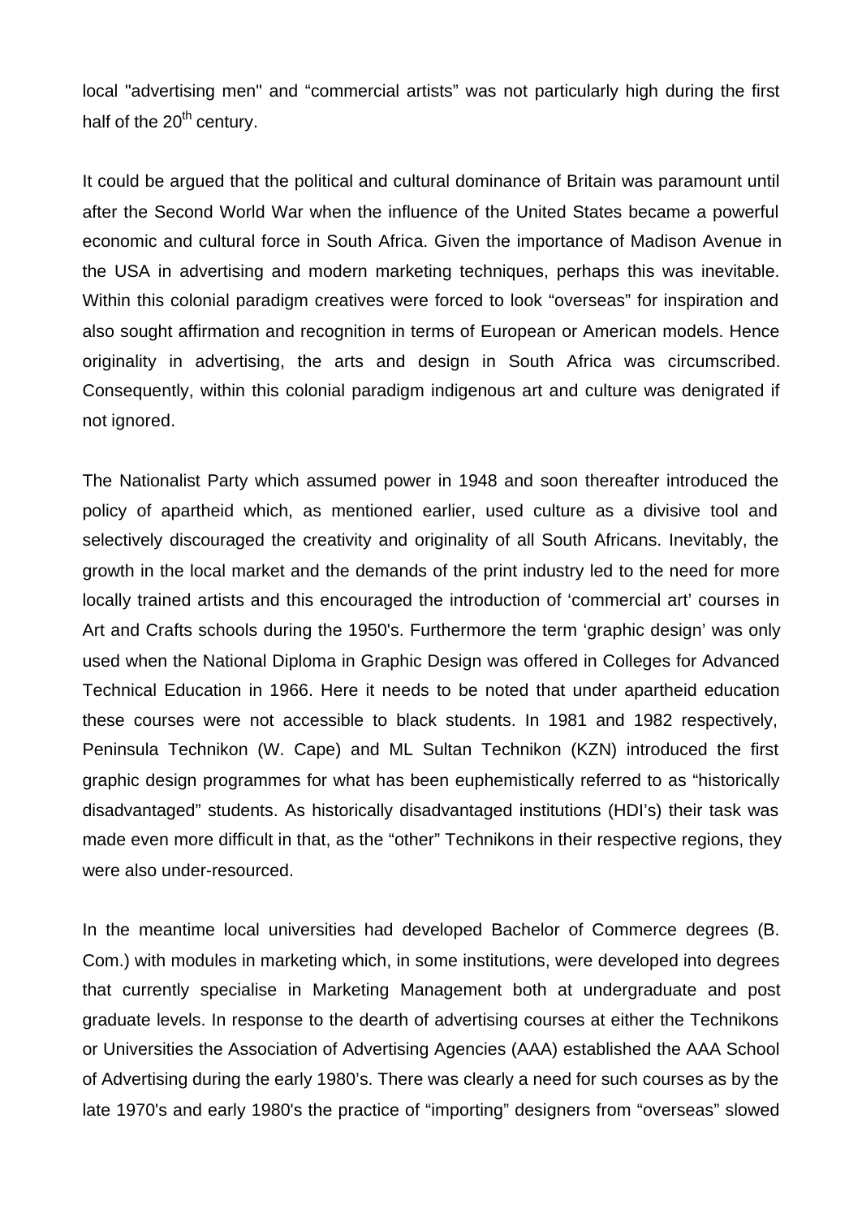local "advertising men" and “commercial artists” was not particularly high during the first half of the 20th century.

It could be argued that the political and cultural dominance of Britain was paramount until after the Second World War when the influence of the United States became a powerful economic and cultural force in South Africa. Given the importance of Madison Avenue in the USA in advertising and modern marketing techniques, perhaps this was inevitable. Within this colonial paradigm creatives were forced to look “overseas” for inspiration and also sought affirmation and recognition in terms of European or American models. Hence originality in advertising, the arts and design in South Africa was circumscribed. Consequently, within this colonial paradigm indigenous art and culture was denigrated if not ignored.

The Nationalist Party which assumed power in 1948 and soon thereafter introduced the policy of apartheid which, as mentioned earlier, used culture as a divisive tool and selectively discouraged the creativity and originality of all South Africans. Inevitably, the growth in the local market and the demands of the print industry led to the need for more locally trained artists and this encouraged the introduction of ‘commercial art’ courses in Art and Crafts schools during the 1950's. Furthermore the term ‘graphic design’ was only used when the National Diploma in Graphic Design was offered in Colleges for Advanced Technical Education in 1966. Here it needs to be noted that under apartheid education these courses were not accessible to black students. In 1981 and 1982 respectively, Peninsula Technikon (W. Cape) and ML Sultan Technikon (KZN) introduced the first graphic design programmes for what has been euphemistically referred to as “historically disadvantaged” students. As historically disadvantaged institutions (HDI’s) their task was made even more difficult in that, as the “other” Technikons in their respective regions, they were also under-resourced.

In the meantime local universities had developed Bachelor of Commerce degrees (B. Com.) with modules in marketing which, in some institutions, were developed into degrees that currently specialise in Marketing Management both at undergraduate and post graduate levels. In response to the dearth of advertising courses at either the Technikons or Universities the Association of Advertising Agencies (AAA) established the AAA School of Advertising during the early 1980’s. There was clearly a need for such courses as by the late 1970's and early 1980's the practice of “importing” designers from “overseas” slowed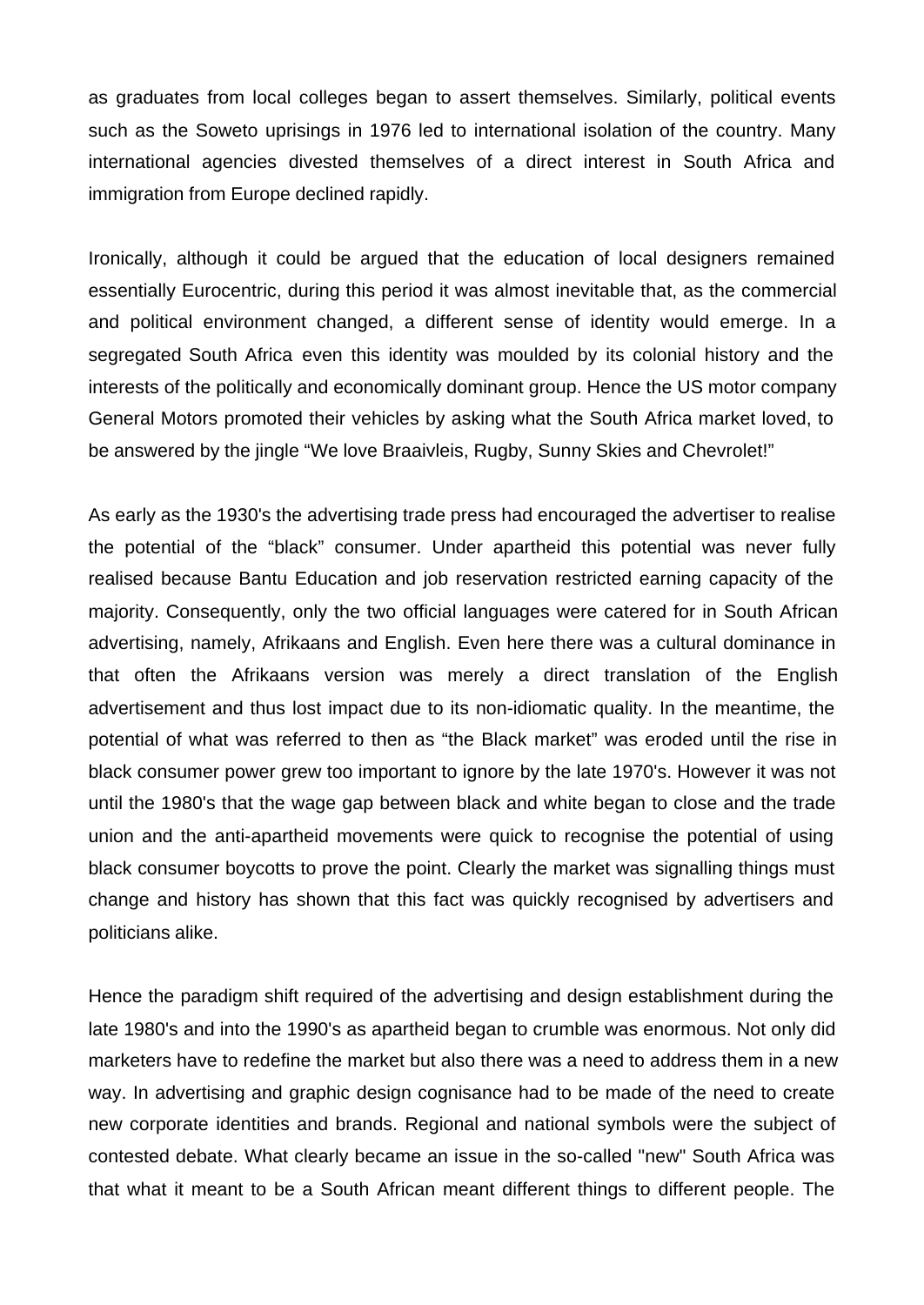as graduates from local colleges began to assert themselves. Similarly, political events such as the Soweto uprisings in 1976 led to international isolation of the country. Many international agencies divested themselves of a direct interest in South Africa and immigration from Europe declined rapidly.

Ironically, although it could be argued that the education of local designers remained essentially Eurocentric, during this period it was almost inevitable that, as the commercial and political environment changed, a different sense of identity would emerge. In a segregated South Africa even this identity was moulded by its colonial history and the interests of the politically and economically dominant group. Hence the US motor company General Motors promoted their vehicles by asking what the South Africa market loved, to be answered by the jingle “We love Braaivleis, Rugby, Sunny Skies and Chevrolet!”

As early as the 1930's the advertising trade press had encouraged the advertiser to realise the potential of the “black” consumer. Under apartheid this potential was never fully realised because Bantu Education and job reservation restricted earning capacity of the majority. Consequently, only the two official languages were catered for in South African advertising, namely, Afrikaans and English. Even here there was a cultural dominance in that often the Afrikaans version was merely a direct translation of the English advertisement and thus lost impact due to its non-idiomatic quality. In the meantime, the potential of what was referred to then as “the Black market” was eroded until the rise in black consumer power grew too important to ignore by the late 1970's. However it was not until the 1980's that the wage gap between black and white began to close and the trade union and the anti-apartheid movements were quick to recognise the potential of using black consumer boycotts to prove the point. Clearly the market was signalling things must change and history has shown that this fact was quickly recognised by advertisers and politicians alike.

Hence the paradigm shift required of the advertising and design establishment during the late 1980's and into the 1990's as apartheid began to crumble was enormous. Not only did marketers have to redefine the market but also there was a need to address them in a new way. In advertising and graphic design cognisance had to be made of the need to create new corporate identities and brands. Regional and national symbols were the subject of contested debate. What clearly became an issue in the so-called "new" South Africa was that what it meant to be a South African meant different things to different people. The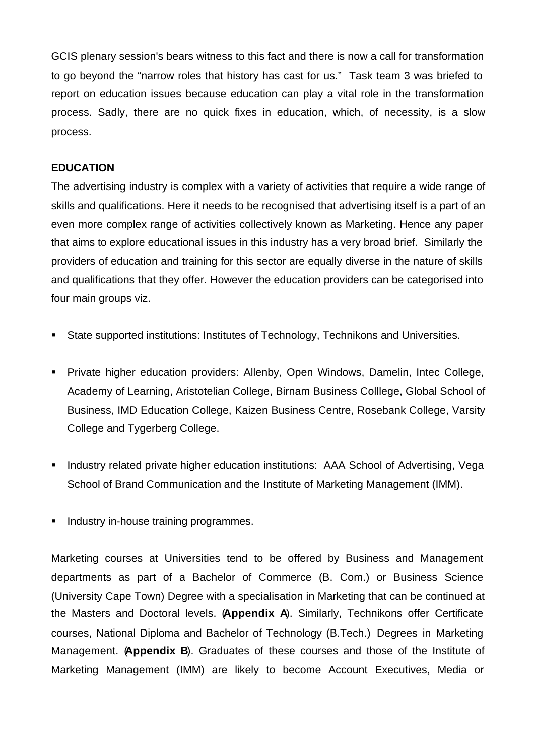GCIS plenary session's bears witness to this fact and there is now a call for transformation to go beyond the "narrow roles that history has cast for us." Task team 3 was briefed to report on education issues because education can play a vital role in the transformation process. Sadly, there are no quick fixes in education, which, of necessity, is a slow process.

## EDUCATION

The advertising industry is complex with a variety of activities that require a wide range of skills and qualifications. Here it needs to be recognised that advertising itself is a part of an even more complex range of activities collectively known as Marketing. Hence any paper that aims to explore educational issues in this industry has a very broad brief. Similarly the providers of education and training for this sector are equally diverse in the nature of skills and qualifications that they offer. However the education providers can be categorised into four main groups viz.

- State supported institutions: Institutes of Technology, Technikons and Universities.
- Private higher education providers: Allenby, Open Windows, Damelin, Intec College, Academy of Learning, Aristotelian College, Birnam Business Colllege, Global School of Business, IMD Education College, Kaizen Business Centre, Rosebank College, Varsity College and Tygerberg College.
- Industry related private higher education institutions: AAA School of Advertising, Vega School of Brand Communication and the Institute of Marketing Management (IMM).
- Industry in-house training programmes.

Marketing courses at Universities tend to be offered by Business and Management departments as part of a Bachelor of Commerce (B. Com.) or Business Science (University Cape Town) Degree with a specialisation in Marketing that can be continued at the Masters and Doctoral levels. (**Appendix A**). Similarly, Technikons offer Certificate courses, National Diploma and Bachelor of Technology (B.Tech.) Degrees in Marketing Management. (**Appendix B**). Graduates of these courses and those of the Institute of Marketing Management (IMM) are likely to become Account Executives, Media or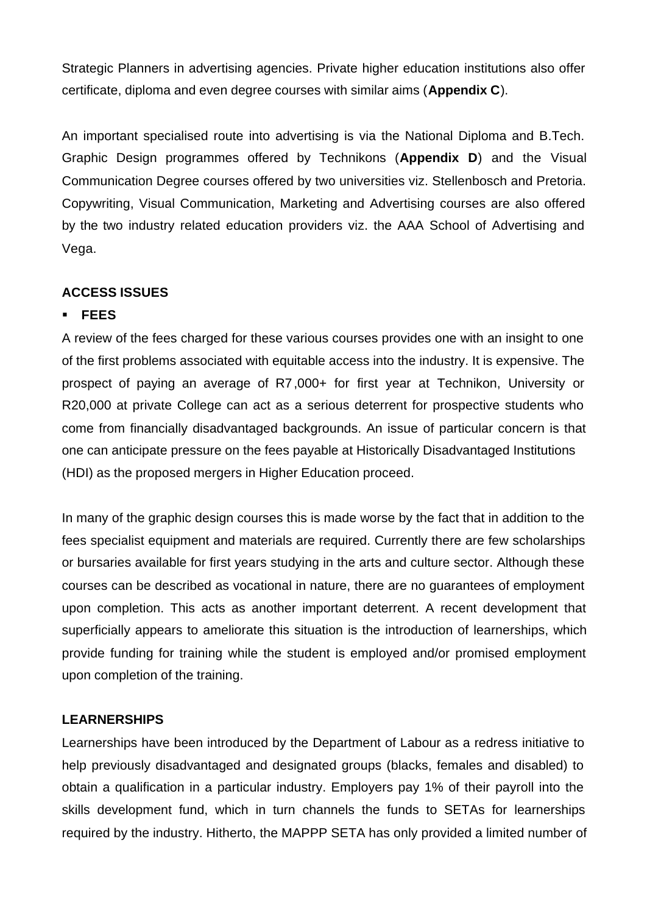Strategic Planners in advertising agencies. Private higher education institutions also offer certificate, diploma and even degree courses with similar aims (**Appendix C**).

An important specialised route into advertising is via the National Diploma and B.Tech. Graphic Design programmes offered by Technikons (**Appendix D**) and the Visual Communication Degree courses offered by two universities viz. Stellenbosch and Pretoria. Copywriting, Visual Communication, Marketing and Advertising courses are also offered by the two industry related education providers viz. the AAA School of Advertising and Vega.

## ACCESS ISSUES

- **FEES**

A review of the fees charged for these various courses provides one with an insight to one of the first problems associated with equitable access into the industry. It is expensive. The prospect of paying an average of R7,000+ for first year at Technikon, University or R20,000 at private College can act as a serious deterrent for prospective students who come from financially disadvantaged backgrounds. An issue of particular concern is that one can anticipate pressure on the fees payable at Historically Disadvantaged Institutions (HDI) as the proposed mergers in Higher Education proceed.

In many of the graphic design courses this is made worse by the fact that in addition to the fees specialist equipment and materials are required. Currently there are few scholarships or bursaries available for first years studying in the arts and culture sector. Although these courses can be described as vocational in nature, there are no guarantees of employment upon completion. This acts as another important deterrent. A recent development that superficially appears to ameliorate this situation is the introduction of learnerships, which provide funding for training while the student is employed and/or promised employment upon completion of the training.

## LEARNERSHIPS

Learnerships have been introduced by the Department of Labour as a redress initiative to help previously disadvantaged and designated groups (blacks, females and disabled) to obtain a qualification in a particular industry. Employers pay 1% of their payroll into the skills development fund, which in turn channels the funds to SETAs for learnerships required by the industry. Hitherto, the MAPPP SETA has only provided a limited number of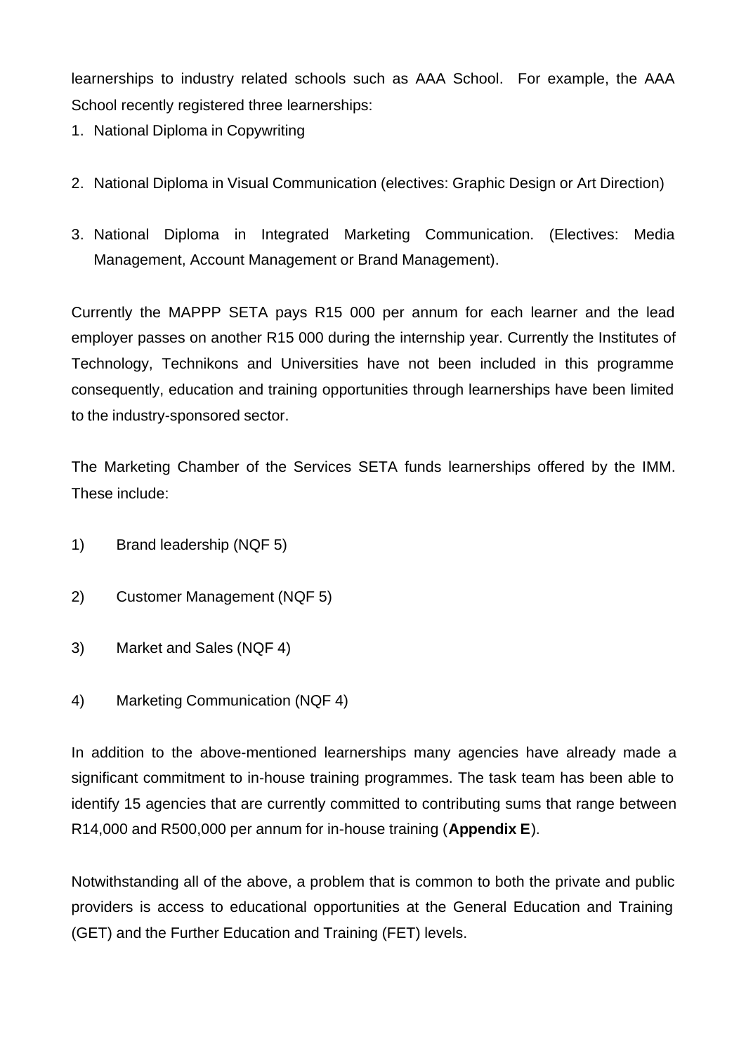learnerships to industry related schools such as AAA School. For example, the AAA School recently registered three learnerships:

1. National Diploma in Copywriting

2. National Diploma in Visual Communication (electives: Graphic Design or Art Direction)

3. National Diploma in Integrated Marketing Communication. (Electives: Media Management, Account Management or Brand Management).

Currently the MAPPP SETA pays R15 000 per annum for each learner and the lead employer passes on another R15 000 during the internship year. Currently the Institutes of Technology, Technikons and Universities have not been included in this programme consequently, education and training opportunities through learnerships have been limited to the industry-sponsored sector.

The Marketing Chamber of the Services SETA funds learnerships offered by the IMM. These include:

1) Brand leadership (NQF 5)

2) Customer Management (NQF 5)

3) Market and Sales (NQF 4)

4) Marketing Communication (NQF 4)

In addition to the above-mentioned learnerships many agencies have already made a significant commitment to in-house training programmes. The task team has been able to identify 15 agencies that are currently committed to contributing sums that range between R14,000 and R500,000 per annum for in-house training (**Appendix E**).

Notwithstanding all of the above, a problem that is common to both the private and public providers is access to educational opportunities at the General Education and Training (GET) and the Further Education and Training (FET) levels.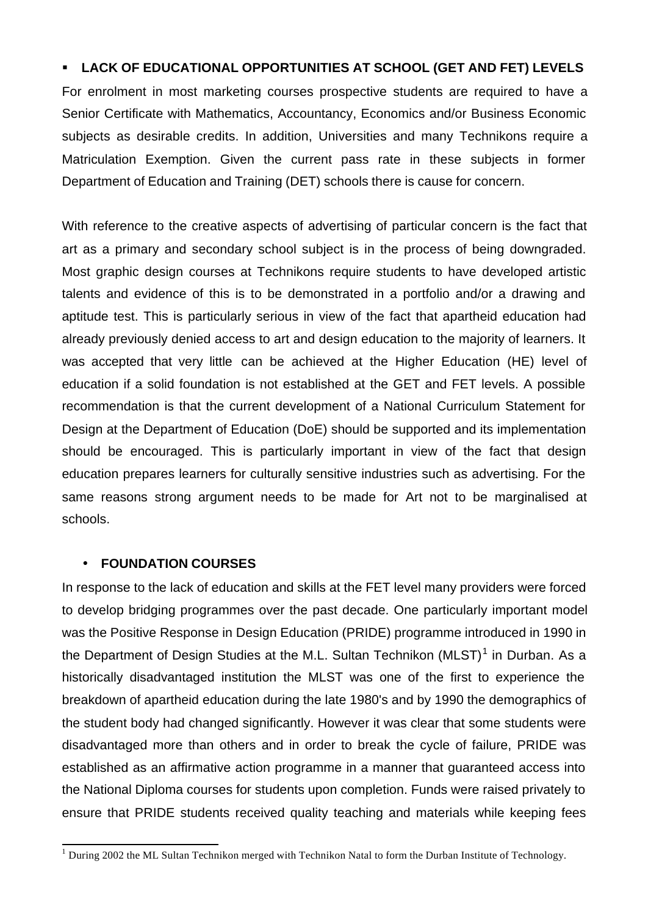- **LACK OF EDUCATIONAL OPPORTUNITIES AT SCHOOL (GET AND FET) LEVELS**

For enrolment in most marketing courses prospective students are required to have a Senior Certificate with Mathematics, Accountancy, Economics and/or Business Economic subjects as desirable credits. In addition, Universities and many Technikons require a Matriculation Exemption. Given the current pass rate in these subjects in former Department of Education and Training (DET) schools there is cause for concern.

With reference to the creative aspects of advertising of particular concern is the fact that art as a primary and secondary school subject is in the process of being downgraded. Most graphic design courses at Technikons require students to have developed artistic talents and evidence of this is to be demonstrated in a portfolio and/or a drawing and aptitude test. This is particularly serious in view of the fact that apartheid education had already previously denied access to art and design education to the majority of learners. It was accepted that very little can be achieved at the Higher Education (HE) level of education if a solid foundation is not established at the GET and FET levels. A possible recommendation is that the current development of a National Curriculum Statement for Design at the Department of Education (DoE) should be supported and its implementation should be encouraged. This is particularly important in view of the fact that design education prepares learners for culturally sensitive industries such as advertising. For the same reasons strong argument needs to be made for Art not to be marginalised at schools.

- **FOUNDATION COURSES**

In response to the lack of education and skills at the FET level many providers were forced to develop bridging programmes over the past decade. One particularly important model was the Positive Response in Design Education (PRIDE) programme introduced in 1990 in the Department of Design Studies at the M.L. Sultan Technikon (MLST)[1] in Durban. As a historically disadvantaged institution the MLST was one of the first to experience the breakdown of apartheid education during the late 1980's and by 1990 the demographics of the student body had changed significantly. However it was clear that some students were disadvantaged more than others and in order to break the cycle of failure, PRIDE was established as an affirmative action programme in a manner that guaranteed access into the National Diploma courses for students upon completion. Funds were raised privately to ensure that PRIDE students received quality teaching and materials while keeping fees

[1] During 2002 the ML Sultan Technikon merged with Technikon Natal to form the Durban Institute of Technology.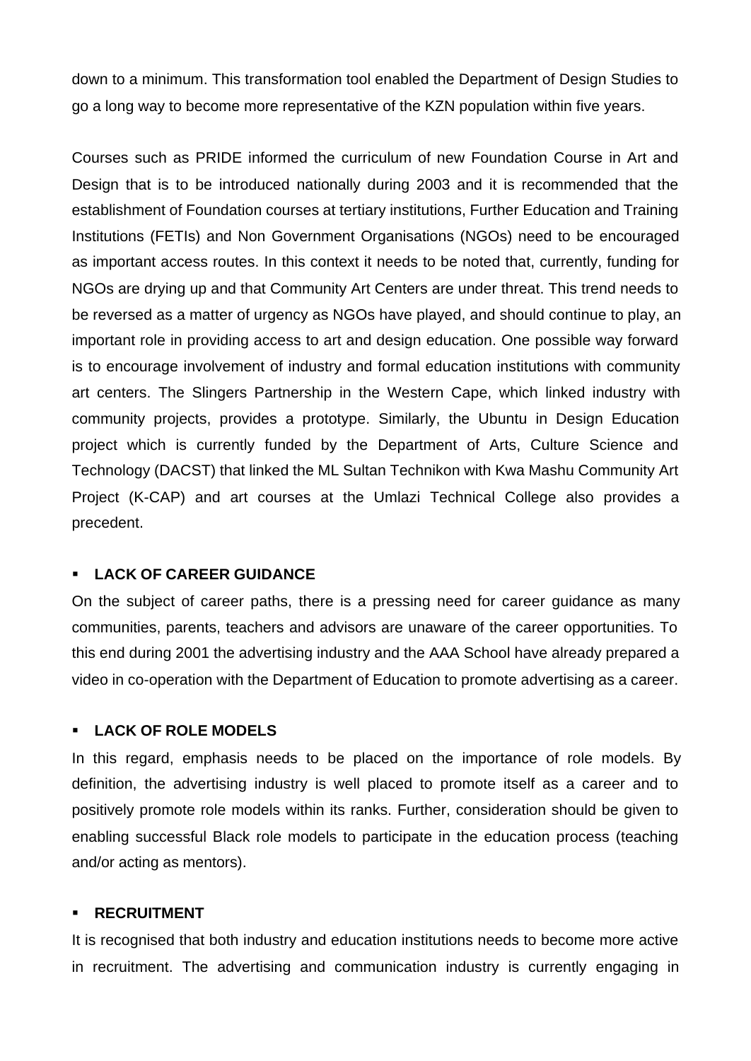down to a minimum. This transformation tool enabled the Department of Design Studies to go a long way to become more representative of the KZN population within five years.

Courses such as PRIDE informed the curriculum of new Foundation Course in Art and Design that is to be introduced nationally during 2003 and it is recommended that the establishment of Foundation courses at tertiary institutions, Further Education and Training Institutions (FETIs) and Non Government Organisations (NGOs) need to be encouraged as important access routes. In this context it needs to be noted that, currently, funding for NGOs are drying up and that Community Art Centers are under threat. This trend needs to be reversed as a matter of urgency as NGOs have played, and should continue to play, an important role in providing access to art and design education. One possible way forward is to encourage involvement of industry and formal education institutions with community art centers. The Slingers Partnership in the Western Cape, which linked industry with community projects, provides a prototype. Similarly, the Ubuntu in Design Education project which is currently funded by the Department of Arts, Culture Science and Technology (DACST) that linked the ML Sultan Technikon with Kwa Mashu Community Art Project (K-CAP) and art courses at the Umlazi Technical College also provides a precedent.

- **LACK OF CAREER GUIDANCE**

On the subject of career paths, there is a pressing need for career guidance as many communities, parents, teachers and advisors are unaware of the career opportunities. To this end during 2001 the advertising industry and the AAA School have already prepared a video in co-operation with the Department of Education to promote advertising as a career.

- **LACK OF ROLE MODELS**

In this regard, emphasis needs to be placed on the importance of role models. By definition, the advertising industry is well placed to promote itself as a career and to positively promote role models within its ranks. Further, consideration should be given to enabling successful Black role models to participate in the education process (teaching and/or acting as mentors).

- **RECRUITMENT**

It is recognised that both industry and education institutions needs to become more active in recruitment. The advertising and communication industry is currently engaging in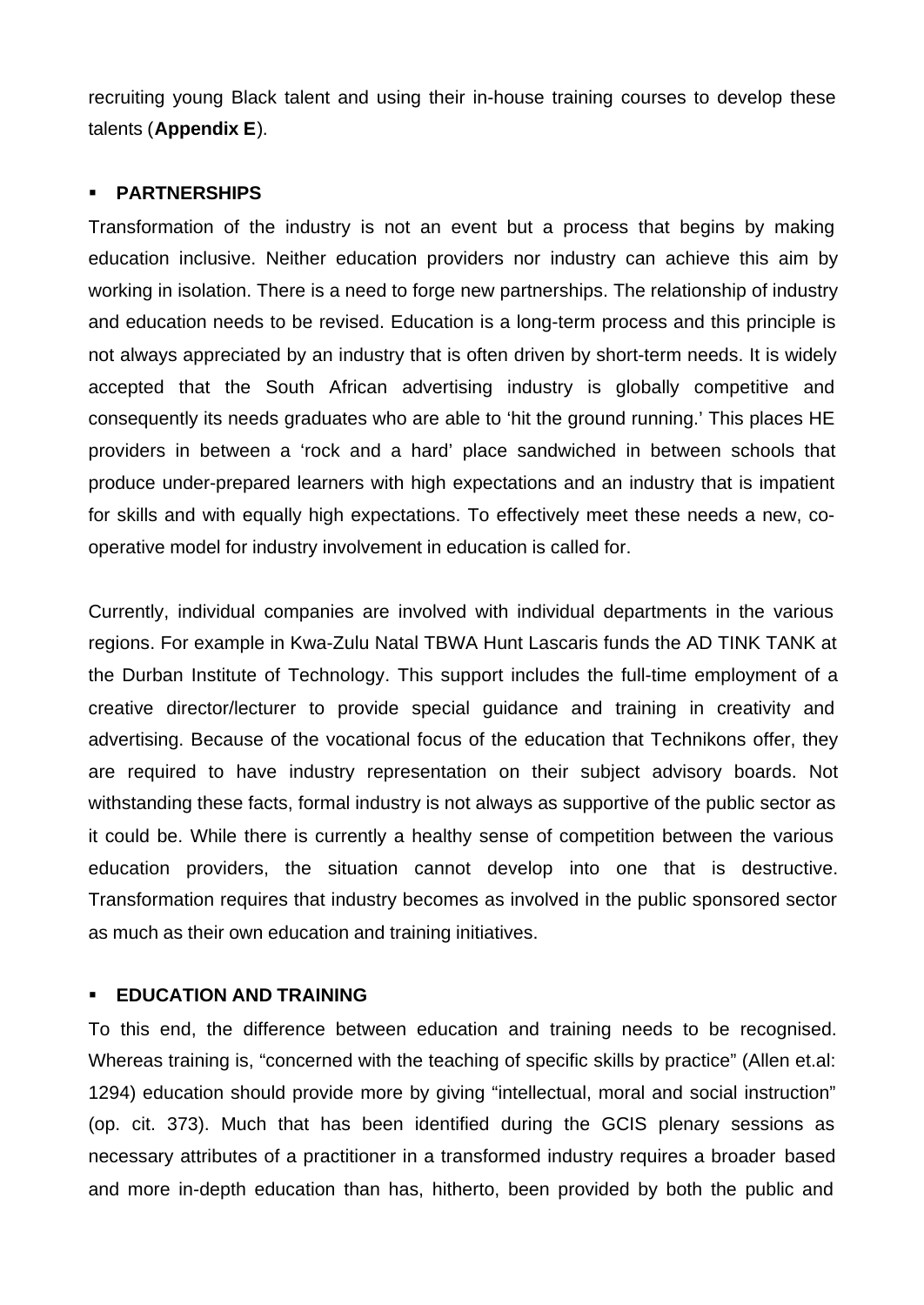recruiting young Black talent and using their in-house training courses to develop these talents (**Appendix E**).

- **PARTNERSHIPS**

Transformation of the industry is not an event but a process that begins by making education inclusive. Neither education providers nor industry can achieve this aim by working in isolation. There is a need to forge new partnerships. The relationship of industry and education needs to be revised. Education is a long-term process and this principle is not always appreciated by an industry that is often driven by short-term needs. It is widely accepted that the South African advertising industry is globally competitive and consequently its needs graduates who are able to 'hit the ground running.' This places HE providers in between a 'rock and a hard' place sandwiched in between schools that produce under-prepared learners with high expectations and an industry that is impatient for skills and with equally high expectations. To effectively meet these needs a new, co-operative model for industry involvement in education is called for.

Currently, individual companies are involved with individual departments in the various regions. For example in Kwa-Zulu Natal TBWA Hunt Lascaris funds the AD TINK TANK at the Durban Institute of Technology. This support includes the full-time employment of a creative director/lecturer to provide special guidance and training in creativity and advertising. Because of the vocational focus of the education that Technikons offer, they are required to have industry representation on their subject advisory boards. Not withstanding these facts, formal industry is not always as supportive of the public sector as it could be. While there is currently a healthy sense of competition between the various education providers, the situation cannot develop into one that is destructive. Transformation requires that industry becomes as involved in the public sponsored sector as much as their own education and training initiatives.

- **EDUCATION AND TRAINING**

To this end, the difference between education and training needs to be recognised. Whereas training is, "concerned with the teaching of specific skills by practice" (Allen et.al: 1294) education should provide more by giving "intellectual, moral and social instruction" (op. cit. 373). Much that has been identified during the GCIS plenary sessions as necessary attributes of a practitioner in a transformed industry requires a broader based and more in-depth education than has, hitherto, been provided by both the public and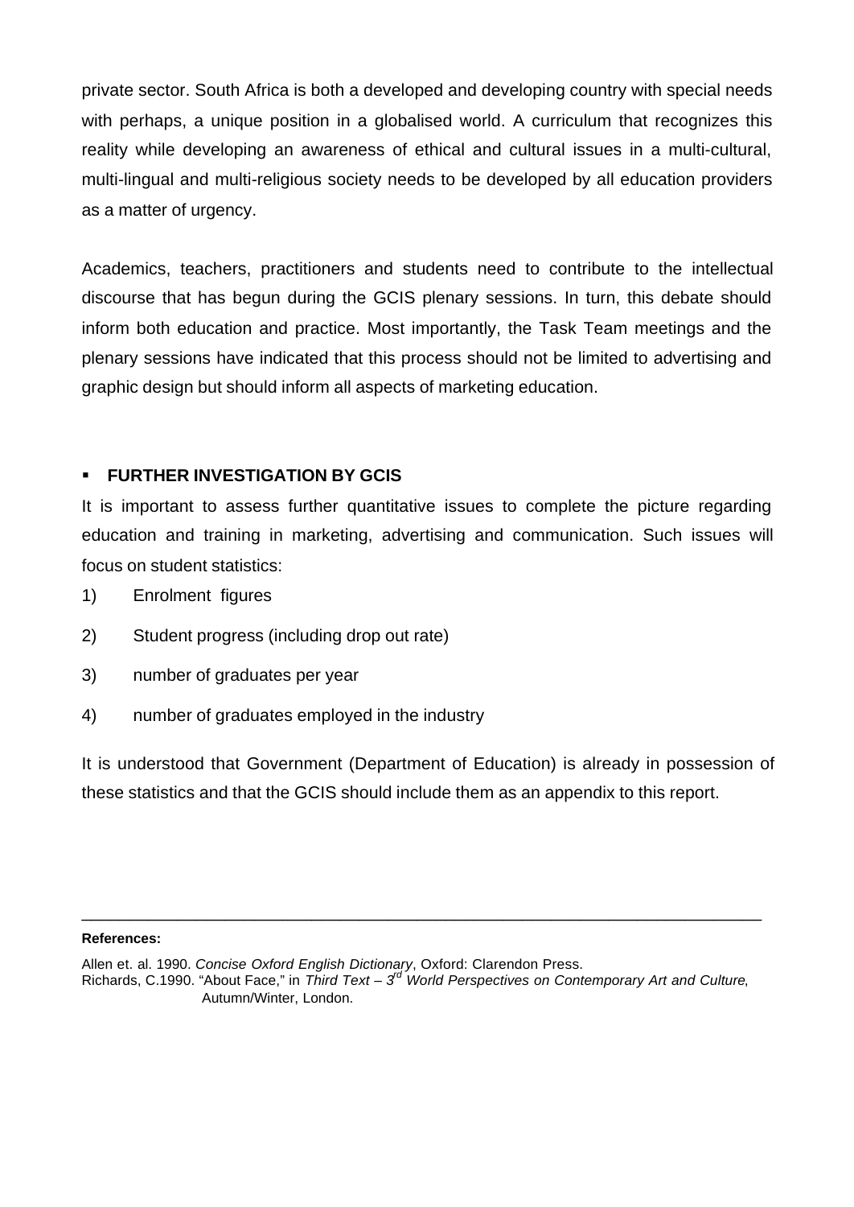private sector. South Africa is both a developed and developing country with special needs with perhaps, a unique position in a globalised world. A curriculum that recognizes this reality while developing an awareness of ethical and cultural issues in a multi-cultural, multi-lingual and multi-religious society needs to be developed by all education providers as a matter of urgency.

Academics, teachers, practitioners and students need to contribute to the intellectual discourse that has begun during the GCIS plenary sessions. In turn, this debate should inform both education and practice. Most importantly, the Task Team meetings and the plenary sessions have indicated that this process should not be limited to advertising and graphic design but should inform all aspects of marketing education.

- **FURTHER INVESTIGATION BY GCIS**

It is important to assess further quantitative issues to complete the picture regarding education and training in marketing, advertising and communication. Such issues will focus on student statistics:

1) Enrolment figures
2) Student progress (including drop out rate)
3) number of graduates per year
4) number of graduates employed in the industry

It is understood that Government (Department of Education) is already in possession of these statistics and that the GCIS should include them as an appendix to this report.

---

**References:**

Allen et. al. 1990. *Concise Oxford English Dictionary*, Oxford: Clarendon Press.
Richards, C.1990. "About Face," in *Third Text – 3rd World Perspectives on Contemporary Art and Culture*, Autumn/Winter, London.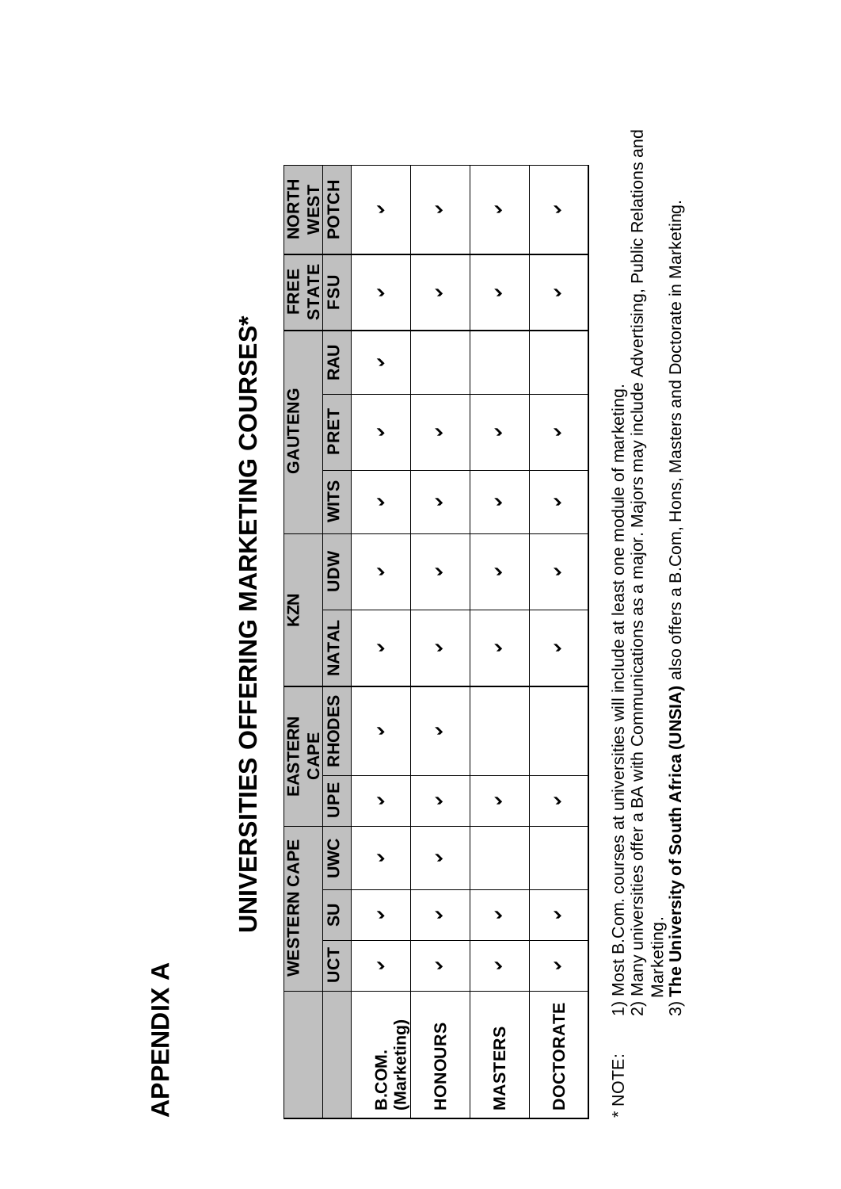# APPENDIX A

## UNIVERSITIES OFFERING MARKETING COURSES*

| | WESTERN CAPE | | | EASTERN CAPE | | KZN | | GAUTENG | | | FREE STATE | NORTH WEST |
|---|---|---|---|---|---|---|---|---|---|---|---|---|
| | UCT | SU | UWC | UPE | RHODES | NATAL | UDW | WITS | PRET | RAU | FSU | POTCH |
| B.COM. (Marketing) | ✓ | ✓ | ✓ | ✓ | ✓ | ✓ | ✓ | ✓ | ✓ | ✓ | ✓ | ✓ |
| HONOURS | ✓ | ✓ | ✓ | ✓ | ✓ | ✓ | ✓ | ✓ | ✓ | | ✓ | ✓ |
| MASTERS | ✓ | ✓ | | ✓ | | ✓ | ✓ | ✓ | ✓ | | ✓ | ✓ |
| DOCTORATE | ✓ | ✓ | | ✓ | | ✓ | ✓ | ✓ | ✓ | | ✓ | ✓ |

\* NOTE:

1) Most B.Com. courses at universities will include at least one module of marketing.
2) Many universities offer a BA with Communications as a major. Majors may include Advertising, Public Relations and Marketing.
3) **The University of South Africa (UNSIA)** also offers a B.Com, Hons, Masters and Doctorate in Marketing.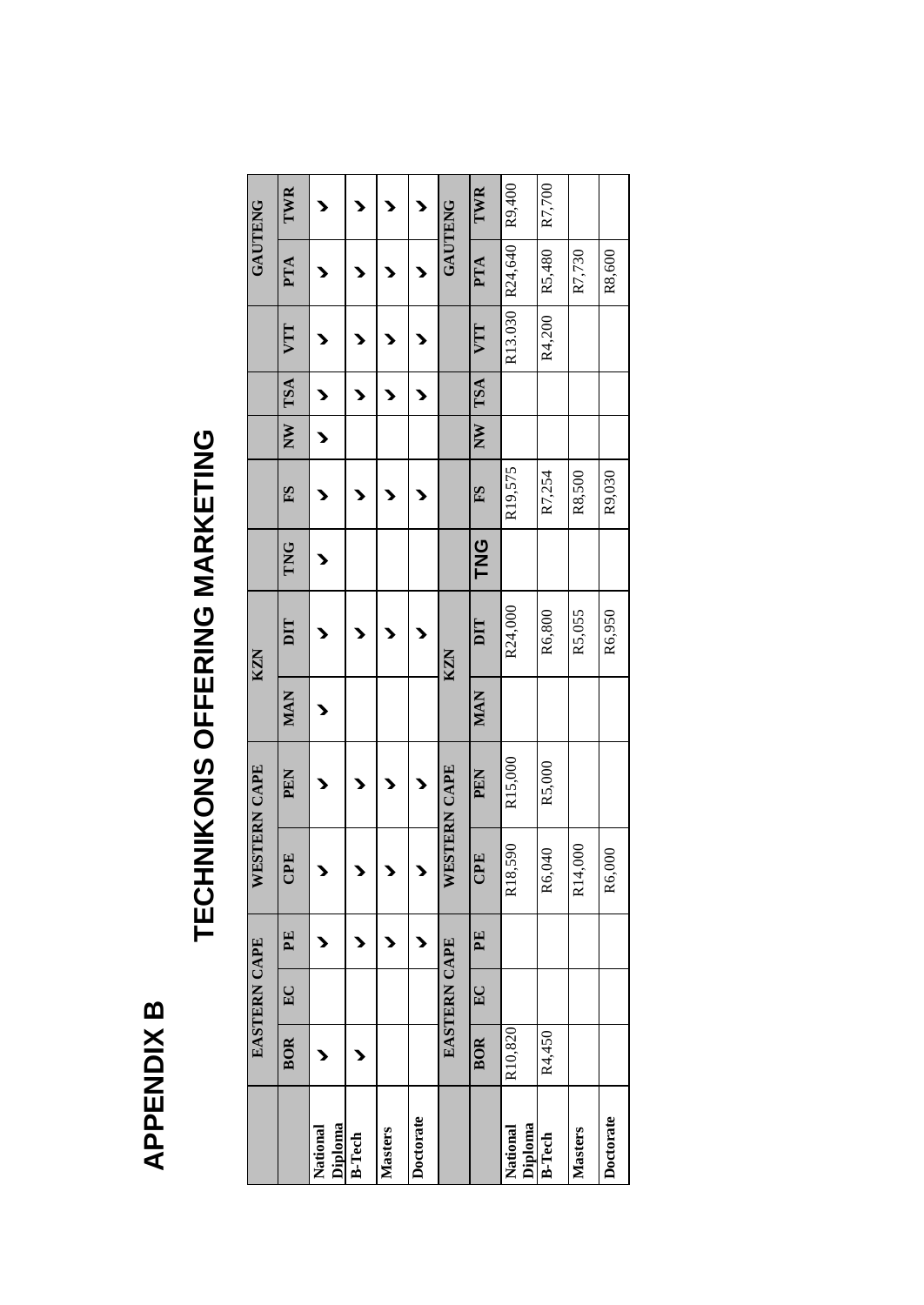# APPENDIX B

# TECHNIKONS OFFERING MARKETING

| | EASTERN CAPE | | | WESTERN CAPE | | KZN | | | | | | | GAUTENG | |
|---|---|---|---|---|---|---|---|---|---|---|---|---|---|---|
| | BOR | EC | PE | CPE | PEN | MAN | DIT | TNG | FS | NW | TSA | VTT | PTA | TWR |
| National Diploma | ✓ | | ✓ | ✓ | ✓ | ✓ | ✓ | ✓ | ✓ | ✓ | ✓ | ✓ | ✓ | ✓ |
| B-Tech | ✓ | | ✓ | ✓ | ✓ | | ✓ | | ✓ | | ✓ | ✓ | ✓ | ✓ |
| Masters | | | ✓ | ✓ | ✓ | | ✓ | | ✓ | | ✓ | ✓ | ✓ | ✓ |
| Doctorate | | | ✓ | ✓ | ✓ | | ✓ | | ✓ | | ✓ | ✓ | ✓ | ✓ |

| | EASTERN CAPE | | | WESTERN CAPE | | KZN | | | | | | | GAUTENG | |
|---|---|---|---|---|---|---|---|---|---|---|---|---|---|---|
| | BOR | EC | PE | CPE | PEN | MAN | DIT | TNG | FS | NW | TSA | VTT | PTA | TWR |
| National Diploma | R10,820 | | | R18,590 | R15,000 | | R24,000 | | R19,575 | | | R13.030 | R24,640 | R9,400 |
| B-Tech | R4,450 | | | R6,040 | R5,000 | | R6,800 | | R7,254 | | | R4,200 | R5,480 | R7,700 |
| Masters | | | | R14,000 | | | R5,055 | | R8,500 | | | | R7,730 | |
| Doctorate | | | | R6,000 | | | R6,950 | | R9,030 | | | | R8,600 | |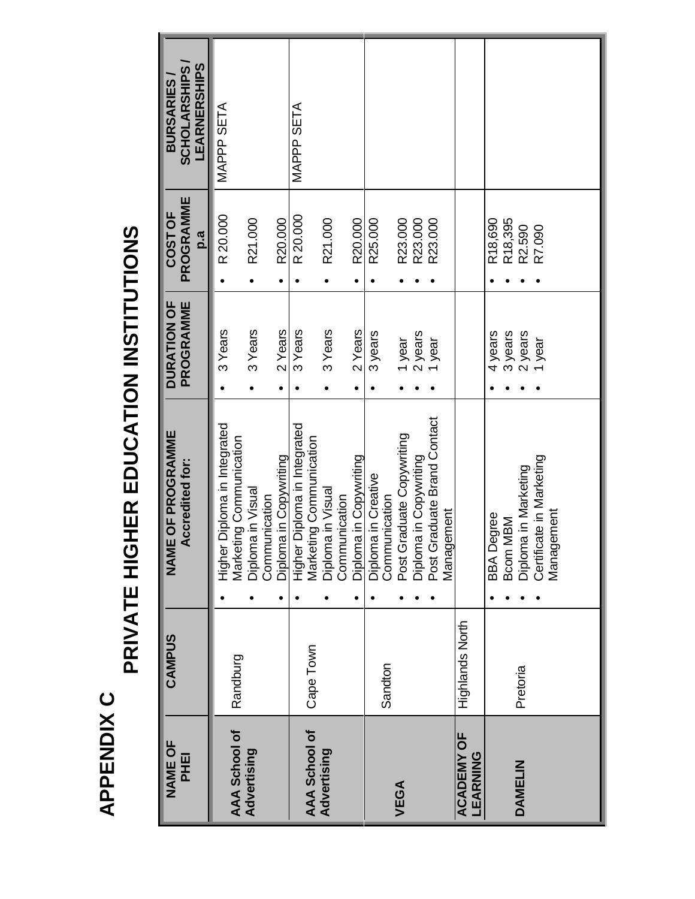# APPENDIX C

## PRIVATE HIGHER EDUCATION INSTITUTIONS

| NAME OF PHEI | CAMPUS | NAME OF PROGRAMME Accredited for: | DURATION OF PROGRAMME | COST OF PROGRAMME p.a | BURSARIES / SCHOLARSHIPS / LEARNERSHIPS |
|---|---|---|---|---|---|
| **AAA School of Advertising** | Randburg | • Higher Diploma in Integrated Marketing Communication<br>• Diploma in Visual Communication<br>• Diploma in Copywriting | • 3 Years<br>• 3 Years<br>• 2 Years | • R 20.000<br>• R21.000<br>• R20.000 | MAPPP SETA |
| **AAA School of Advertising** | Cape Town | • Higher Diploma in Integrated Marketing Communication<br>• Diploma in Visual Communication<br>• Diploma in Copywriting | • 3 Years<br>• 3 Years<br>• 2 Years | • R 20.000<br>• R21.000<br>• R20.000 | MAPPP SETA |
| **VEGA** | Sandton | • Diploma in Creative Communication<br>• Post Graduate Copywriting<br>• Diploma in Copywriting<br>• Post Graduate Brand Contact Management | • 3 years<br>• 1 year<br>• 2 years<br>• 1 year | • R25.000<br>• R23.000<br>• R23.000<br>• R23.000 | |
| **ACADEMY OF LEARNING** | Highlands North | | | | |
| **DAMELIN** | Pretoria | • BBA Degree<br>• Bcom MBM<br>• Diploma in Marketing<br>• Certificate in Marketing Management | • 4 years<br>• 3 years<br>• 2 years<br>• 1 year | • R18,690<br>• R18,395<br>• R2.590<br>• R7.090 | |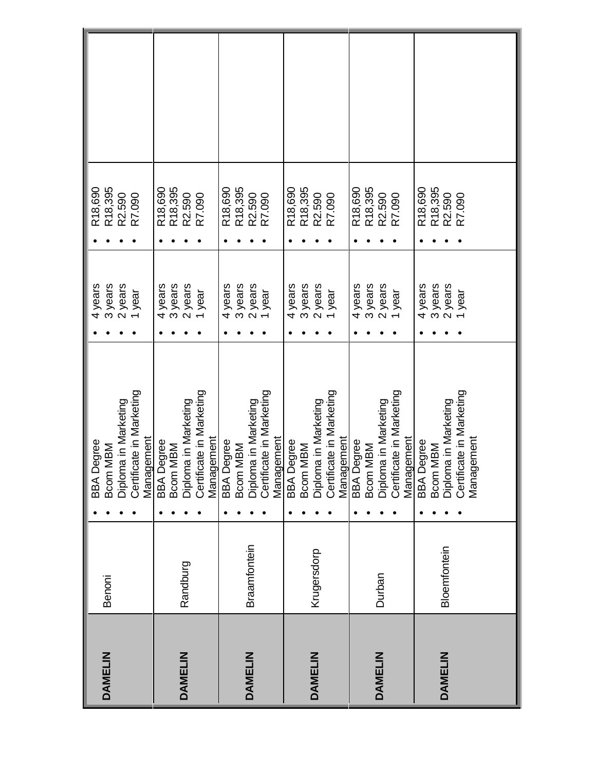| | | | | | |
|---|---|---|---|---|---|
| **DAMELIN** | Benoni | • BBA Degree<br>• Bcom MBM<br>• Diploma in Marketing<br>• Certificate in Marketing Management | • 4 years<br>• 3 years<br>• 2 years<br>• 1 year | • R18,690<br>• R18,395<br>• R2.590<br>• R7.090 | |
| **DAMELIN** | Randburg | • BBA Degree<br>• Bcom MBM<br>• Diploma in Marketing<br>• Certificate in Marketing Management | • 4 years<br>• 3 years<br>• 2 years<br>• 1 year | • R18,690<br>• R18,395<br>• R2.590<br>• R7.090 | |
| **DAMELIN** | Braamfontein | • BBA Degree<br>• Bcom MBM<br>• Diploma in Marketing<br>• Certificate in Marketing Management | • 4 years<br>• 3 years<br>• 2 years<br>• 1 year | • R18,690<br>• R18,395<br>• R2.590<br>• R7.090 | |
| **DAMELIN** | Krugersdorp | • BBA Degree<br>• Bcom MBM<br>• Diploma in Marketing<br>• Certificate in Marketing Management | • 4 years<br>• 3 years<br>• 2 years<br>• 1 year | • R18,690<br>• R18,395<br>• R2.590<br>• R7.090 | |
| **DAMELIN** | Durban | • BBA Degree<br>• Bcom MBM<br>• Diploma in Marketing<br>• Certificate in Marketing Management | • 4 years<br>• 3 years<br>• 2 years<br>• 1 year | • R18,690<br>• R18,395<br>• R2.590<br>• R7.090 | |
| **DAMELIN** | Bloemfontein | • BBA Degree<br>• Bcom MBM<br>• Diploma in Marketing<br>• Certificate in Marketing Management | • 4 years<br>• 3 years<br>• 2 years<br>• 1 year | • R18,690<br>• R18,395<br>• R2.590<br>• R7.090 | |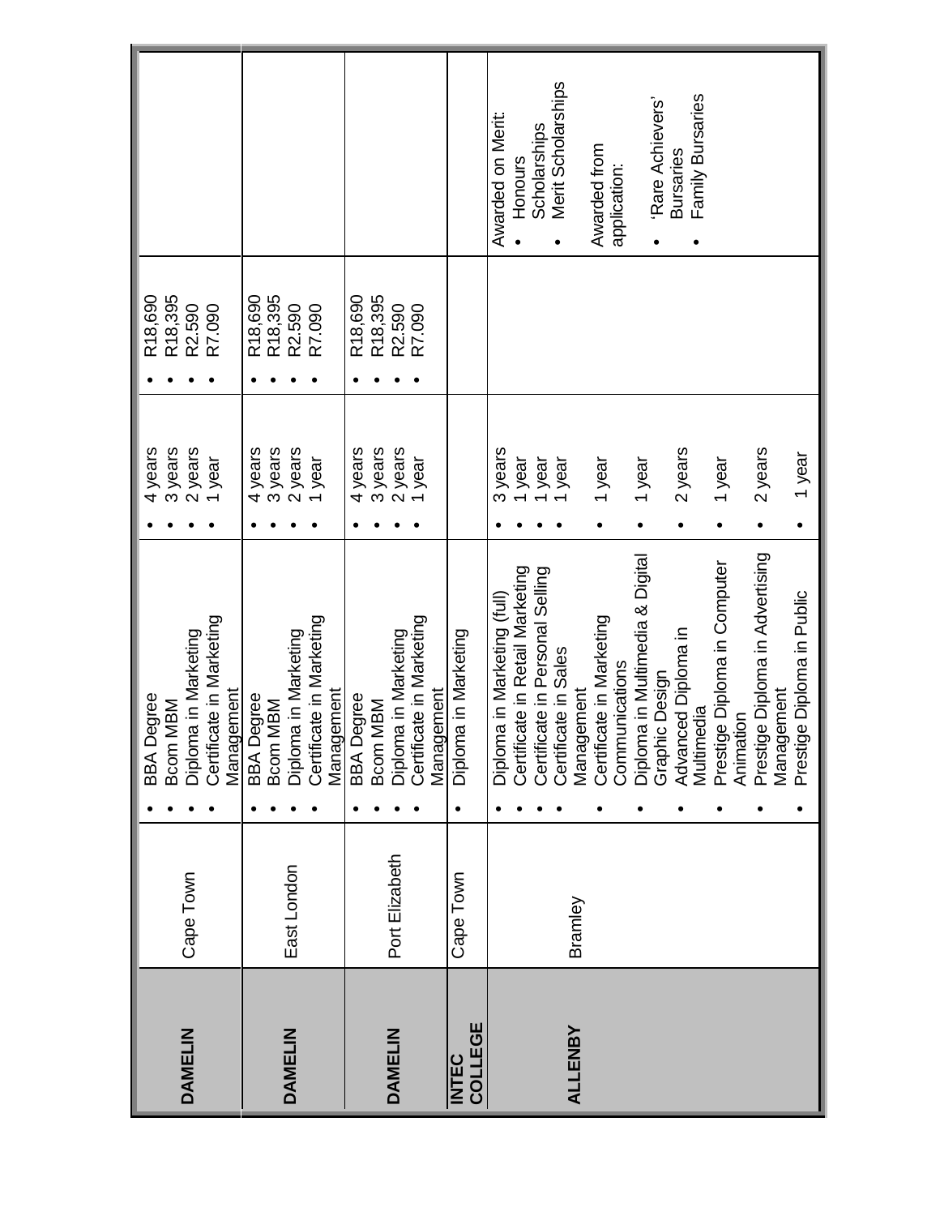| | | | | | |
|---|---|---|---|---|---|
| **DAMELIN** | Cape Town | • BBA Degree<br>• Bcom MBM<br>• Diploma in Marketing<br>• Certificate in Marketing Management | • 4 years<br>• 3 years<br>• 2 years<br>• 1 year | • R18,690<br>• R18,395<br>• R2.590<br>• R7.090 | |
| **DAMELIN** | East London | • BBA Degree<br>• Bcom MBM<br>• Diploma in Marketing<br>• Certificate in Marketing Management | • 4 years<br>• 3 years<br>• 2 years<br>• 1 year | • R18,690<br>• R18,395<br>• R2.590<br>• R7.090 | |
| **DAMELIN** | Port Elizabeth | • BBA Degree<br>• Bcom MBM<br>• Diploma in Marketing<br>• Certificate in Marketing Management | • 4 years<br>• 3 years<br>• 2 years<br>• 1 year | • R18,690<br>• R18,395<br>• R2.590<br>• R7.090 | |
| **INTEC COLLEGE** | Cape Town | • Diploma in Marketing | | | |
| **ALLENBY** | Bramley | • Diploma in Marketing (full)<br>• Certificate in Retail Marketing<br>• Certificate in Personal Selling<br>• Certificate in Sales Management<br>• Certificate in Marketing Communications<br>• Diploma in Multimedia & Digital Graphic Design<br>• Advanced Diploma in Multimedia<br>• Prestige Diploma in Computer Animation<br>• Prestige Diploma in Advertising Management<br>• Prestige Diploma in Public | • 3 years<br>• 1 year<br>• 1 year<br>• 1 year<br>• 1 year<br>• 1 year<br>• 2 years<br>• 1 year<br>• 2 years<br>• 1 year | | Awarded on Merit:<br>• Honours Scholarships<br>• Merit Scholarships<br>Awarded from application:<br>• 'Rare Achievers' Bursaries<br>• Family Bursaries |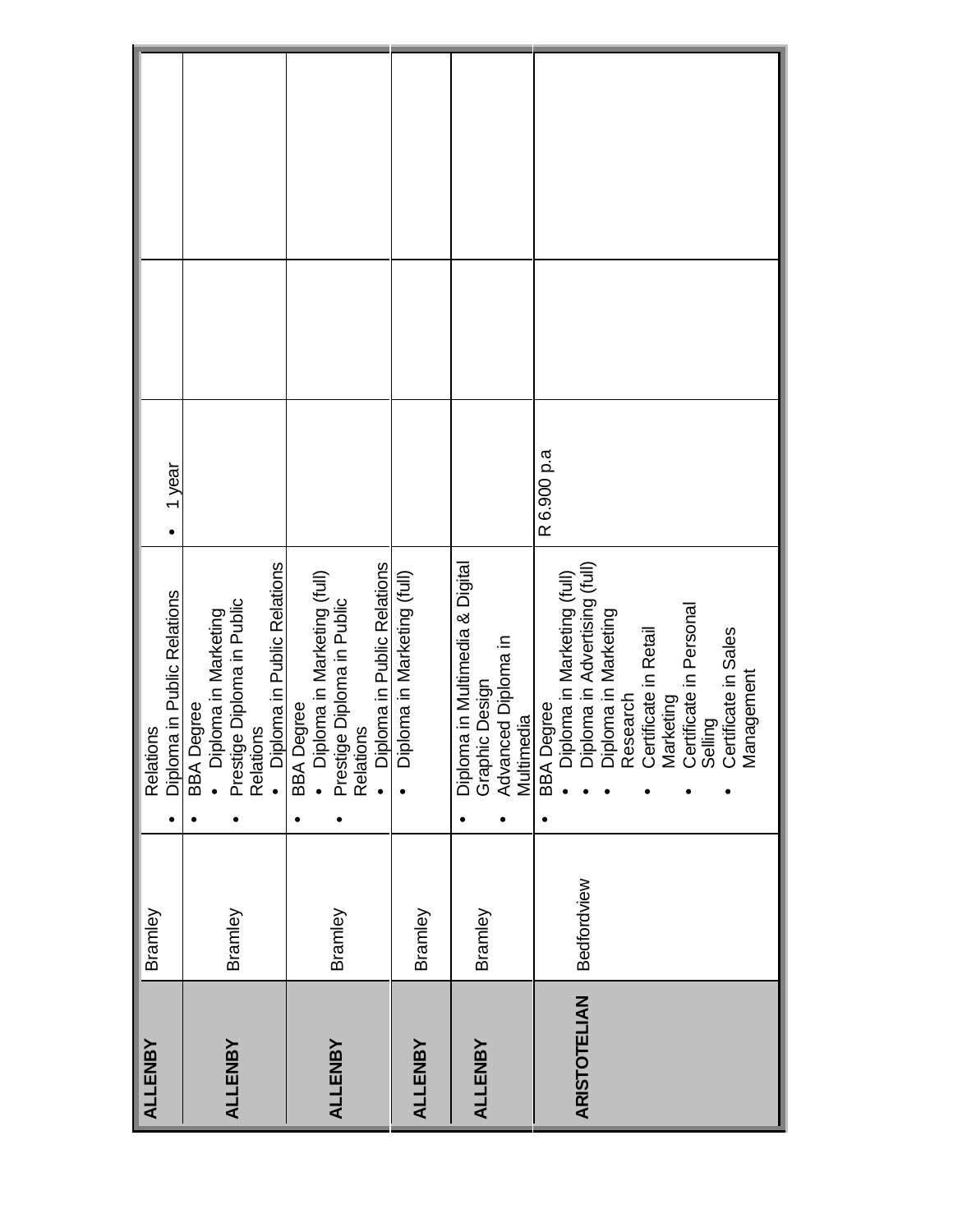| | | | | | |
|---|---|---|---|---|---|
| **ALLENBY** | Bramley | Relations<br>• Diploma in Public Relations | • 1 year | | |
| **ALLENBY** | Bramley | • BBA Degree<br>• Diploma in Marketing<br>• Prestige Diploma in Public Relations<br>• Diploma in Public Relations | | | |
| **ALLENBY** | Bramley | • BBA Degree<br>• Diploma in Marketing (full)<br>• Prestige Diploma in Public Relations<br>• Diploma in Public Relations | | | |
| **ALLENBY** | Bramley | • Diploma in Marketing (full) | | | |
| **ALLENBY** | Bramley | • Diploma in Multimedia & Digital Graphic Design<br>• Advanced Diploma in Multimedia | | | |
| **ARISTOTELIAN** | Bedfordview | • BBA Degree<br>• Diploma in Marketing (full)<br>• Diploma in Advertising (full)<br>• Diploma in Marketing Research<br>• Certificate in Retail Marketing<br>• Certificate in Personal Selling<br>• Certificate in Sales Management | R 6.900 p.a | | |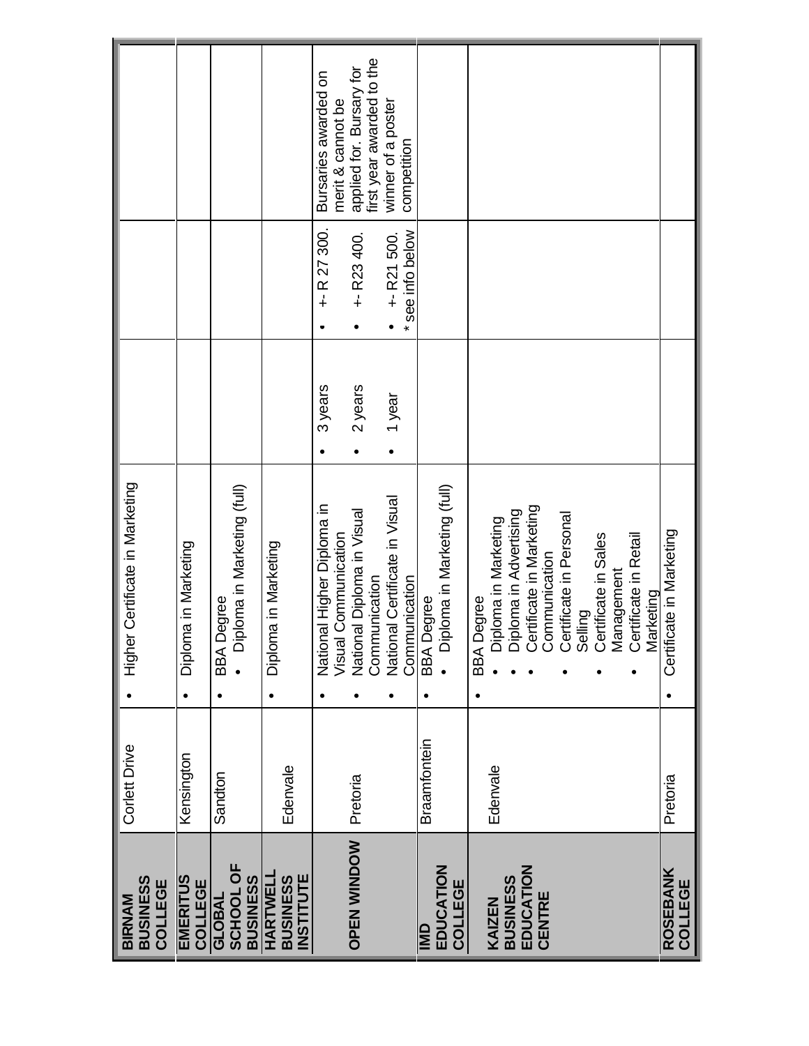| | | | | | |
|---|---|---|---|---|---|
| **BIRNAM BUSINESS COLLEGE** | Corlett Drive | • Higher Certificate in Marketing | | | |
| **EMERITUS COLLEGE** | Kensington | • Diploma in Marketing | | | |
| **GLOBAL SCHOOL OF BUSINESS** | Sandton | • BBA Degree<br>• Diploma in Marketing (full) | | | |
| **HARTWELL BUSINESS INSTITUTE** | Edenvale | • Diploma in Marketing | | | |
| **OPEN WINDOW** | Pretoria | • National Higher Diploma in Visual Communication<br>• National Diploma in Visual Communication<br>• National Certificate in Visual Communication | • 3 years<br>• 2 years<br>• 1 year | • +- R 27 300.<br>• +- R23 400.<br>• +- R21 500.<br>* see info below | Bursaries awarded on merit & cannot be applied for. Bursary for first year awarded to the winner of a poster competition |
| **IMD EDUCATION COLLEGE** | Braamfontein | • BBA Degree<br>• Diploma in Marketing (full) | | | |
| **KAIZEN BUSINESS EDUCATION CENTRE** | Edenvale | • BBA Degree<br>• Diploma in Marketing<br>• Diploma in Advertising<br>• Certificate in Marketing Communication<br>• Certificate in Personal Selling<br>• Certificate in Sales Management<br>• Certificate in Retail Marketing | | | |
| **ROSEBANK COLLEGE** | Pretoria | • Certificate in Marketing | | | |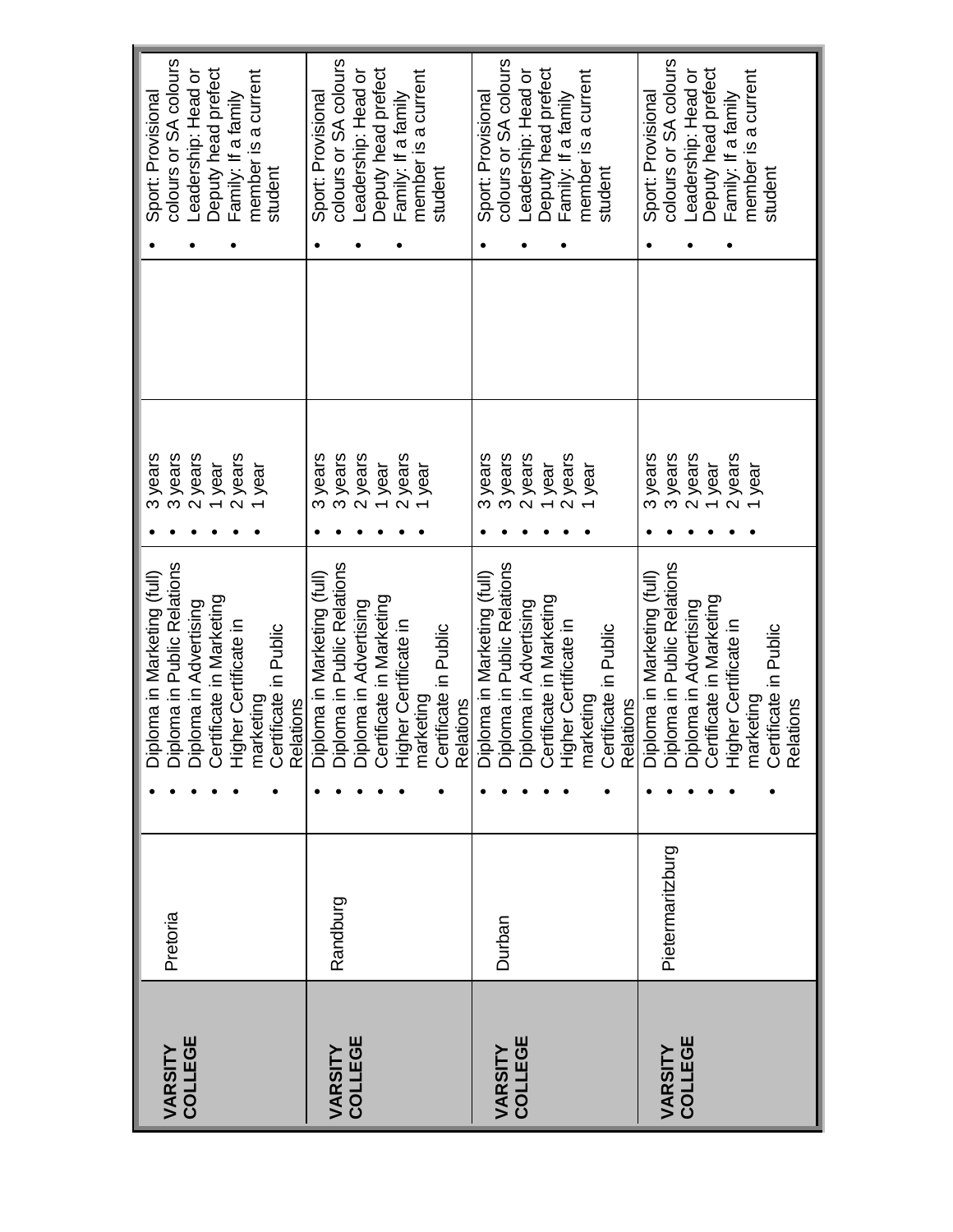| | | | | | |
|---|---|---|---|---|---|
| **VARSITY COLLEGE** | Pretoria | • Diploma in Marketing (full)<br>• Diploma in Public Relations<br>• Diploma in Advertising<br>• Certificate in Marketing<br>• Higher Certificate in marketing<br>• Certificate in Public Relations | • 3 years<br>• 3 years<br>• 2 years<br>• 1 year<br>• 2 years<br>• 1 year | | • Sport: Provisional colours or SA colours<br>• Leadership: Head or Deputy head prefect<br>• Family: If a family member is a current student |
| **VARSITY COLLEGE** | Randburg | • Diploma in Marketing (full)<br>• Diploma in Public Relations<br>• Diploma in Advertising<br>• Certificate in Marketing<br>• Higher Certificate in marketing<br>• Certificate in Public Relations | • 3 years<br>• 3 years<br>• 2 years<br>• 1 year<br>• 2 years<br>• 1 year | | • Sport: Provisional colours or SA colours<br>• Leadership: Head or Deputy head prefect<br>• Family: If a family member is a current student |
| **VARSITY COLLEGE** | Durban | • Diploma in Marketing (full)<br>• Diploma in Public Relations<br>• Diploma in Advertising<br>• Certificate in Marketing<br>• Higher Certificate in marketing<br>• Certificate in Public Relations | • 3 years<br>• 3 years<br>• 2 years<br>• 1 year<br>• 2 years<br>• 1 year | | • Sport: Provisional colours or SA colours<br>• Leadership: Head or Deputy head prefect<br>• Family: If a family member is a current student |
| **VARSITY COLLEGE** | Pietermaritzburg | • Diploma in Marketing (full)<br>• Diploma in Public Relations<br>• Diploma in Advertising<br>• Certificate in Marketing<br>• Higher Certificate in marketing<br>• Certificate in Public Relations | • 3 years<br>• 3 years<br>• 2 years<br>• 1 year<br>• 2 years<br>• 1 year | | • Sport: Provisional colours or SA colours<br>• Leadership: Head or Deputy head prefect<br>• Family: If a family member is a current student |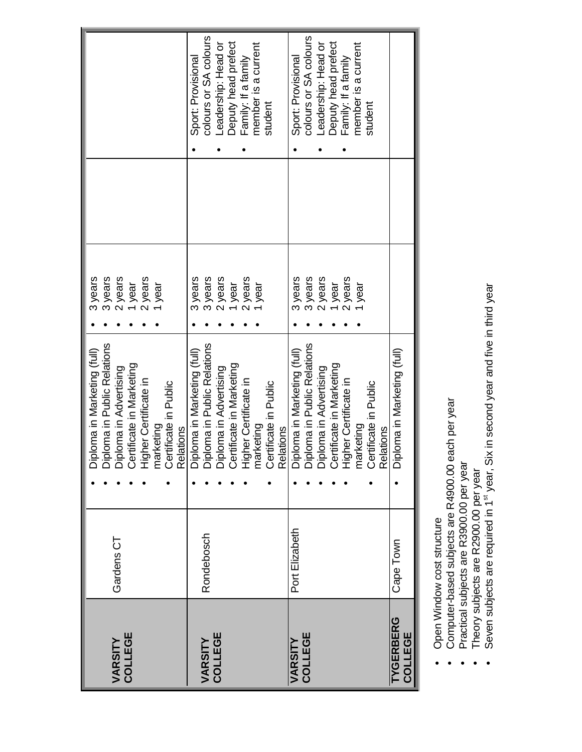| | | | | | |
|---|---|---|---|---|---|
| **VARSITY COLLEGE** | Gardens CT | • Diploma in Marketing (full)<br>• Diploma in Public Relations<br>• Diploma in Advertising<br>• Certificate in Marketing<br>• Higher Certificate in marketing<br>• Certificate in Public Relations | • 3 years<br>• 3 years<br>• 2 years<br>• 1 year<br>• 2 years<br>• 1 year | | |
| **VARSITY COLLEGE** | Rondebosch | • Diploma in Marketing (full)<br>• Diploma in Public Relations<br>• Diploma in Advertising<br>• Certificate in Marketing<br>• Higher Certificate in marketing<br>• Certificate in Public Relations | • 3 years<br>• 3 years<br>• 2 years<br>• 1 year<br>• 2 years<br>• 1 year | | • Sport: Provisional colours or SA colours<br>• Leadership: Head or Deputy head prefect<br>• Family: If a family member is a current student |
| **VARSITY COLLEGE** | Port Elizabeth | • Diploma in Marketing (full)<br>• Diploma in Public Relations<br>• Diploma in Advertising<br>• Certificate in Marketing<br>• Higher Certificate in marketing<br>• Certificate in Public Relations | • 3 years<br>• 3 years<br>• 2 years<br>• 1 year<br>• 2 years<br>• 1 year | | • Sport: Provisional colours or SA colours<br>• Leadership: Head or Deputy head prefect<br>• Family: If a family member is a current student |
| **TYGERBERG COLLEGE** | Cape Town | • Diploma in Marketing (full) | | | |

- Open Window cost structure
- Computer-based subjects are R4900.00 each per year
- Practical subjects are R3900.00 per year
- Theory subjects are R2900.00 per year
- Seven subjects are required in 1st year, Six in second year and five in third year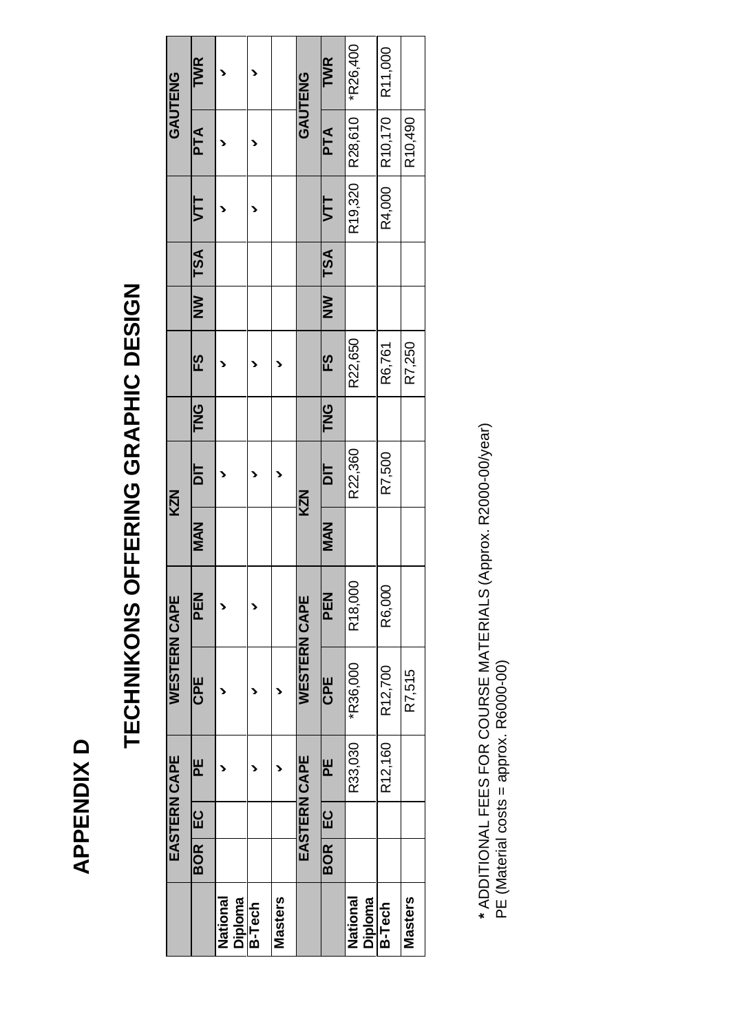# APPENDIX D

## TECHNIKONS OFFERING GRAPHIC DESIGN

| | EASTERN CAPE | | | WESTERN CAPE | | KZN | | | | | | | GAUTENG | |
|---|---|---|---|---|---|---|---|---|---|---|---|---|---|---|
| | **BOR** | **EC** | **PE** | **CPE** | **PEN** | **MAN** | **DIT** | **TNG** | **FS** | **NW** | **TSA** | **VTT** | **PTA** | **TWR** |
| **National Diploma** | | | ✓ | ✓ | ✓ | | ✓ | | ✓ | | | ✓ | ✓ | ✓ |
| **B-Tech** | | | ✓ | ✓ | ✓ | | ✓ | | ✓ | | | ✓ | ✓ | ✓ |
| **Masters** | | | ✓ | ✓ | | | ✓ | | ✓ | | | | | |

| | EASTERN CAPE | | | WESTERN CAPE | | KZN | | | | | | | GAUTENG | |
|---|---|---|---|---|---|---|---|---|---|---|---|---|---|---|
| | **BOR** | **EC** | **PE** | **CPE** | **PEN** | **MAN** | **DIT** | **TNG** | **FS** | **NW** | **TSA** | **VTT** | **PTA** | **TWR** |
| **National Diploma** | | | R33,030 | *R36,000 | R18,000 | | R22,360 | | R22,650 | | | R19,320 | R28,610 | *R26,400 |
| **B-Tech** | | | R12,160 | R12,700 | R6,000 | | R7,500 | | R6,761 | | | R4,000 | R10,170 | R11,000 |
| **Masters** | | | | R7,515 | | | | | R7,250 | | | | R10,490 | |

**\*** ADDITIONAL FEES FOR COURSE MATERIALS (Approx. R2000-00/year)
PE (Material costs = approx. R6000-00)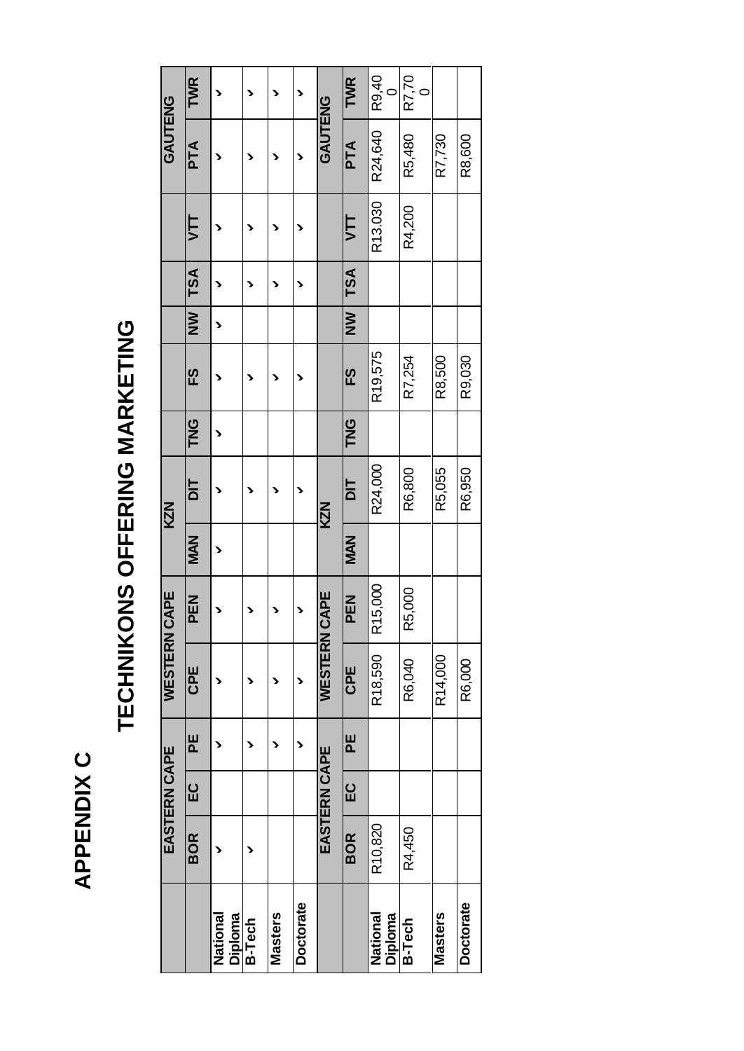# APPENDIX C

## TECHNIKONS OFFERING MARKETING

| | EASTERN CAPE | | | WESTERN CAPE | | KZN | | | | | | | GAUTENG | |
|---|---|---|---|---|---|---|---|---|---|---|---|---|---|---|
| | BOR | EC | PE | CPE | PEN | MAN | DIT | TNG | FS | NW | TSA | VTT | PTA | TWR |
| National Diploma | ✓ | | ✓ | ✓ | ✓ | ✓ | ✓ | ✓ | ✓ | ✓ | ✓ | ✓ | ✓ | ✓ |
| B-Tech | ✓ | | ✓ | ✓ | ✓ | | ✓ | | ✓ | | ✓ | ✓ | ✓ | ✓ |
| Masters | | | ✓ | ✓ | ✓ | | ✓ | | ✓ | | ✓ | ✓ | ✓ | ✓ |
| Doctorate | | | ✓ | ✓ | ✓ | | ✓ | | ✓ | | ✓ | ✓ | ✓ | ✓ |

| | EASTERN CAPE | | | WESTERN CAPE | | KZN | | | | | | | GAUTENG | |
|---|---|---|---|---|---|---|---|---|---|---|---|---|---|---|
| | BOR | EC | PE | CPE | PEN | MAN | DIT | TNG | FS | NW | TSA | VTT | PTA | TWR |
| National Diploma | R10,820 | | | R18,590 | R15,000 | | R24,000 | | R19,575 | | | R13.030 | R24,640 | R9,400 |
| B-Tech | R4,450 | | | R6,040 | R5,000 | | R6,800 | | R7,254 | | | R4,200 | R5,480 | R7,700 |
| Masters | | | | R14,000 | | | R5,055 | | R8,500 | | | | R7,730 | |
| Doctorate | | | | R6,000 | | | R6,950 | | R9,030 | | | | R8,600 | |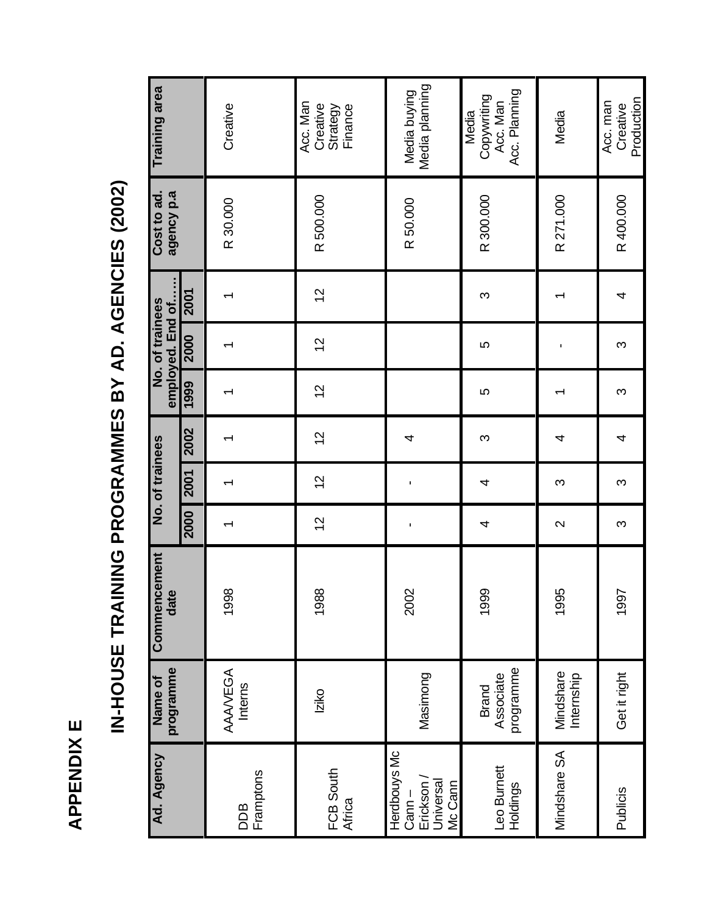# APPENDIX E

## IN-HOUSE TRAINING PROGRAMMES BY AD. AGENCIES (2002)

| Ad. Agency | Name of programme | Commencement date | No. of trainees | | | No. of trainees employed. End of…… | | | Cost to ad. agency p.a | Training area |
|---|---|---|---|---|---|---|---|---|---|---|
| | | | 2000 | 2001 | 2002 | 1999 | 2000 | 2001 | | |
| DDB Framptons | AAA/VEGA Interns | 1998 | 1 | 1 | 1 | 1 | 1 | 1 | R 30.000 | Creative |
| FCB South Africa | Iziko | 1988 | 12 | 12 | 12 | 12 | 12 | 12 | R 500.000 | Acc. Man Creative Strategy Finance |
| Herdbouys Mc Cann – Erickson / Universal Mc Cann | Masimong | 2002 | - | - | 4 | | | | R 50.000 | Media buying Media planning |
| Leo Burnett Holdings | Brand Associate programme | 1999 | 4 | 4 | 3 | 5 | 5 | 3 | R 300.000 | Media Copywriting Acc. Man Acc. Planning |
| Mindshare SA | Mindshare Internship | 1995 | 2 | 3 | 4 | 1 | - | 1 | R 271.000 | Media |
| Publicis | Get it right | 1997 | 3 | 3 | 4 | 3 | 3 | 4 | R 400.000 | Acc. man Creative Production |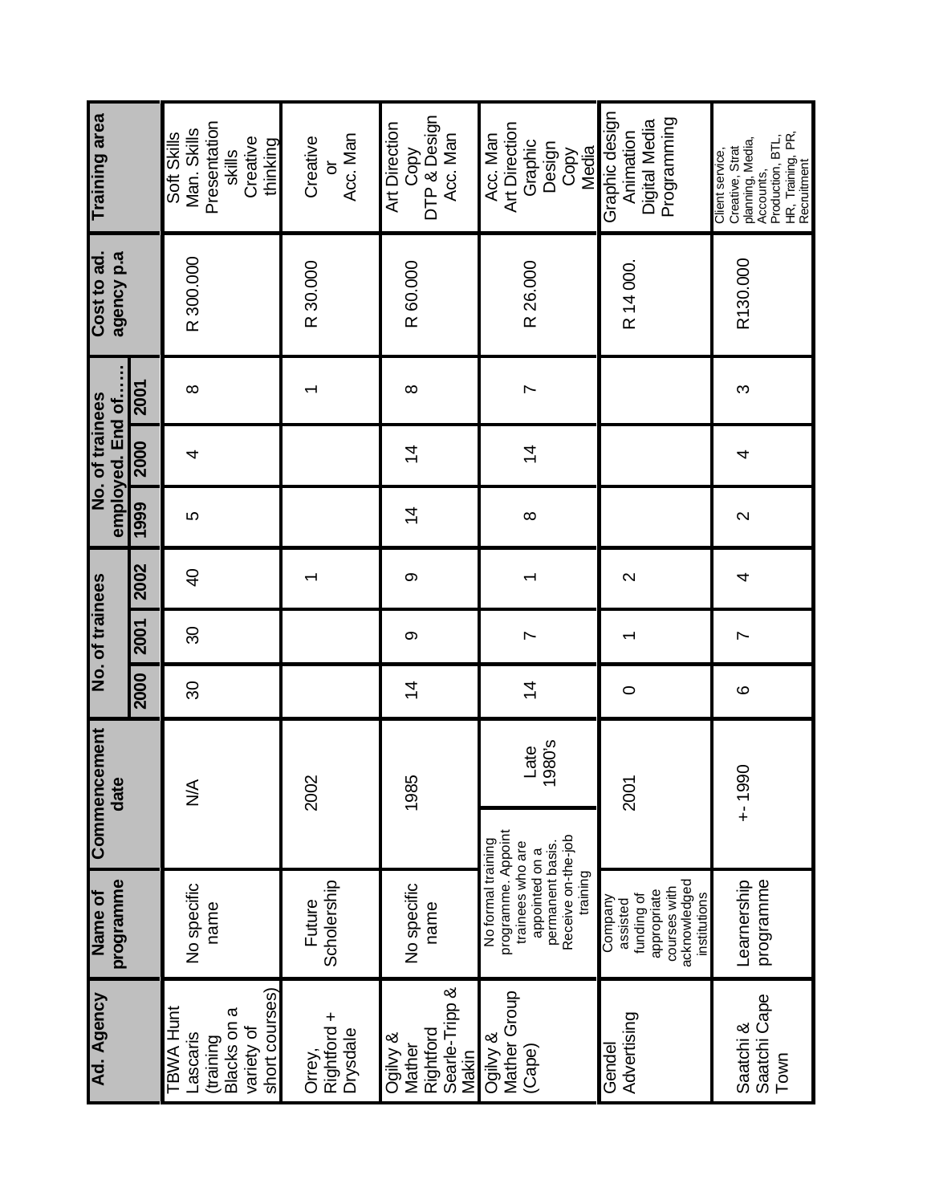| Ad. Agency | Name of programme | Commencement date | No. of trainees | | | No. of trainees employed. End of….. | | | Cost to ad. agency p.a | Training area |
|---|---|---|---|---|---|---|---|---|---|---|
| | | | 2000 | 2001 | 2002 | 1999 | 2000 | 2001 | | |
| TBWA Hunt Lascaris (training Blacks on a variety of short courses) | No specific name | N/A | 30 | 30 | 40 | 5 | 4 | 8 | R 300.000 | Soft Skills Man. Skills Presentation skills Creative thinking |
| Orrey, Rightford + Drysdale | Future Scholership | 2002 | | | 1 | | | 1 | R 30.000 | Creative or Acc. Man |
| Ogilvy & Mather Rightford Searle-Tripp & Makin | No specific name | 1985 | 14 | 9 | 9 | 14 | 14 | 8 | R 60.000 | Art Direction Copy DTP & Design Acc. Man |
| Ogilvy & Mather Group (Cape) | No formal training programme. Appoint trainees who are appointed on a permanent basis. Receive on-the-job training | Late 1980's | 14 | 7 | 1 | 8 | 14 | 7 | R 26.000 | Acc. Man Art Direction Graphic Design Copy Media |
| Gendel Advertising | Company assisted funding of appropriate courses with acknowledged institutions | 2001 | 0 | 1 | 2 | | | | R 14 000. | Graphic design Animation Digital Media Programming |
| Saatchi & Saatchi Cape Town | Learnership programme | +- 1990 | 6 | 7 | 4 | 2 | 4 | 3 | R130.000 | Client service, Creative, Strat planning, Media, Accounts, Production, BTL, HR, Training, PR, Recruitment |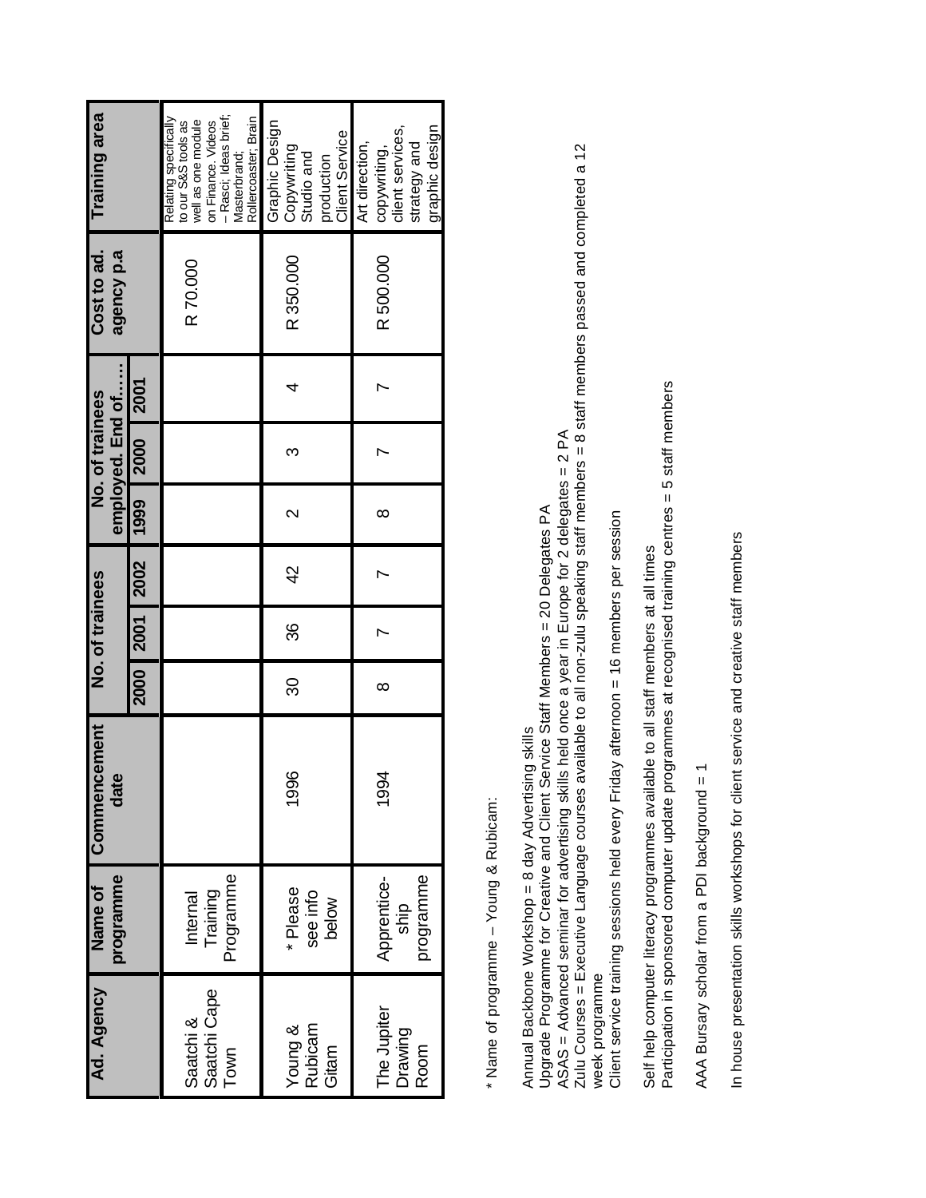| Ad. Agency | Name of programme | Commencement date | No. of trainees | | | No. of trainees employed. End of….. | | | Cost to ad. agency p.a | Training area |
|---|---|---|---|---|---|---|---|---|---|---|
| | | | 2000 | 2001 | 2002 | 1999 | 2000 | 2001 | | |
| Saatchi & Saatchi Cape Town | Internal Training Programme | | | | | | | | R 70.000 | Relating specifically to our S&S tools as well as one module on Finance. Videos – Rasci; Ideas brief; Masterbrand; Rollercoaster; Brain |
| Young & Rubicam Gitam | * Please see info below | 1996 | 30 | 36 | 42 | 2 | 3 | 4 | R 350.000 | Graphic Design Copywriting Studio and production Client Service |
| The Jupiter Drawing Room | Apprentice-ship programme | 1994 | 8 | 7 | 7 | 8 | 7 | 7 | R 500.000 | Art direction, copywriting, client services, strategy and graphic design |

* Name of programme – Young & Rubicam:

Annual Backbone Workshop = 8 day Advertising skills
Upgrade Programme for Creative and Client Service Staff Members = 20 Delegates PA
ASAS = Advanced seminar for advertising skills held once a year in Europe for 2 delegates = 2 PA
Zulu Courses = Executive Language courses available to all non-zulu speaking staff members = 8 staff members passed and completed a 12 week programme
Client service training sessions held every Friday afternoon = 16 members per session

Self help computer literacy programmes available to all staff members at all times
Participation in sponsored computer update programmes at recognised training centres = 5 staff members

AAA Bursary scholar from a PDI background = 1

In house presentation skills workshops for client service and creative staff members